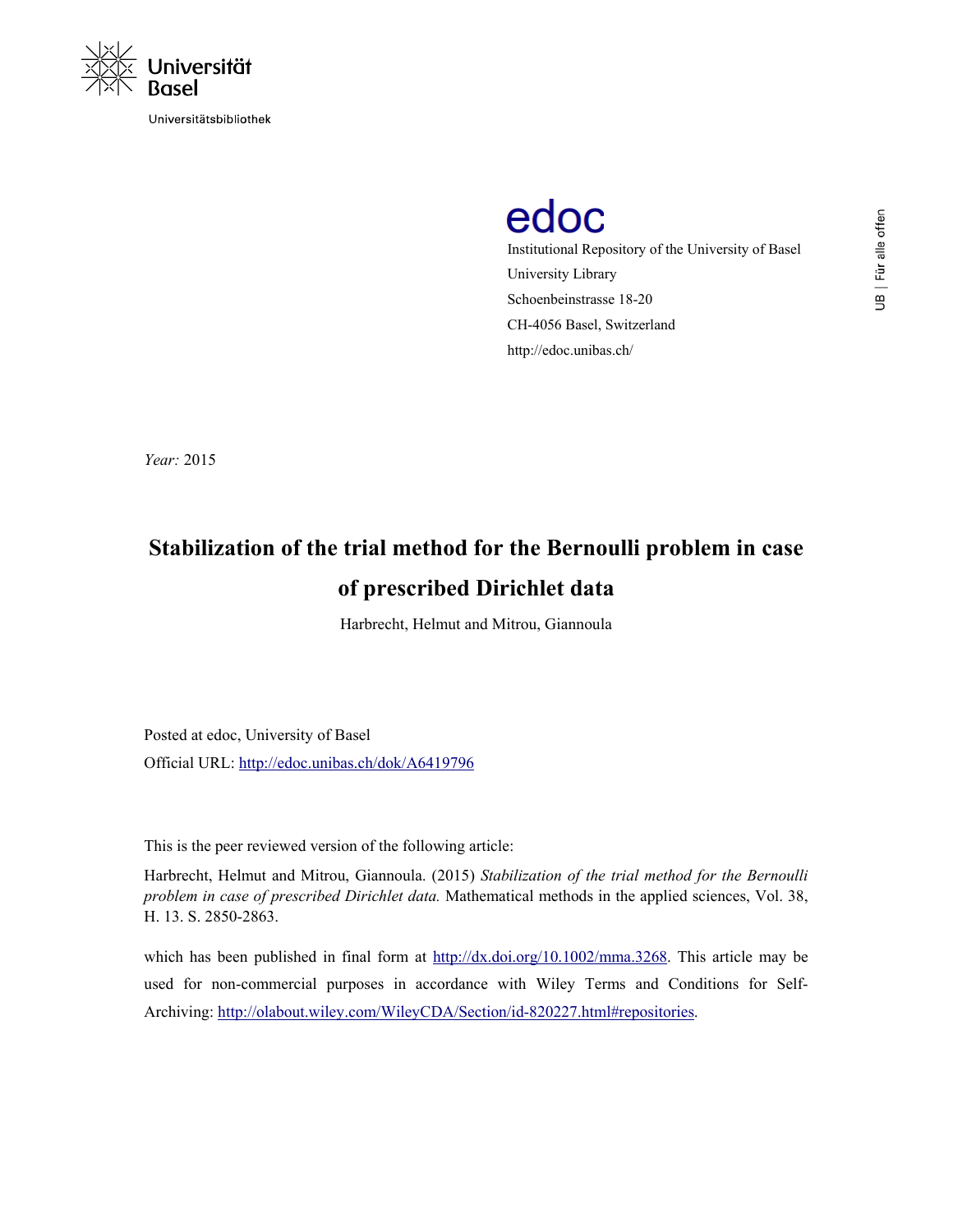Universität Basel

Universitätsbibliothek

edoc

Institutional Repository of the University of Basel
University Library
Schoenbeinstrasse 18-20
CH-4056 Basel, Switzerland
http://edoc.unibas.ch/

UB | Für alle offen

*Year:* 2015

# Stabilization of the trial method for the Bernoulli problem in case of prescribed Dirichlet data

Harbrecht, Helmut and Mitrou, Giannoula

Posted at edoc, University of Basel
Official URL: http://edoc.unibas.ch/dok/A6419796

This is the peer reviewed version of the following article:

Harbrecht, Helmut and Mitrou, Giannoula. (2015) *Stabilization of the trial method for the Bernoulli problem in case of prescribed Dirichlet data.* Mathematical methods in the applied sciences, Vol. 38, H. 13. S. 2850-2863.

which has been published in final form at http://dx.doi.org/10.1002/mma.3268. This article may be used for non-commercial purposes in accordance with Wiley Terms and Conditions for Self-Archiving: http://olabout.wiley.com/WileyCDA/Section/id-820227.html#repositories.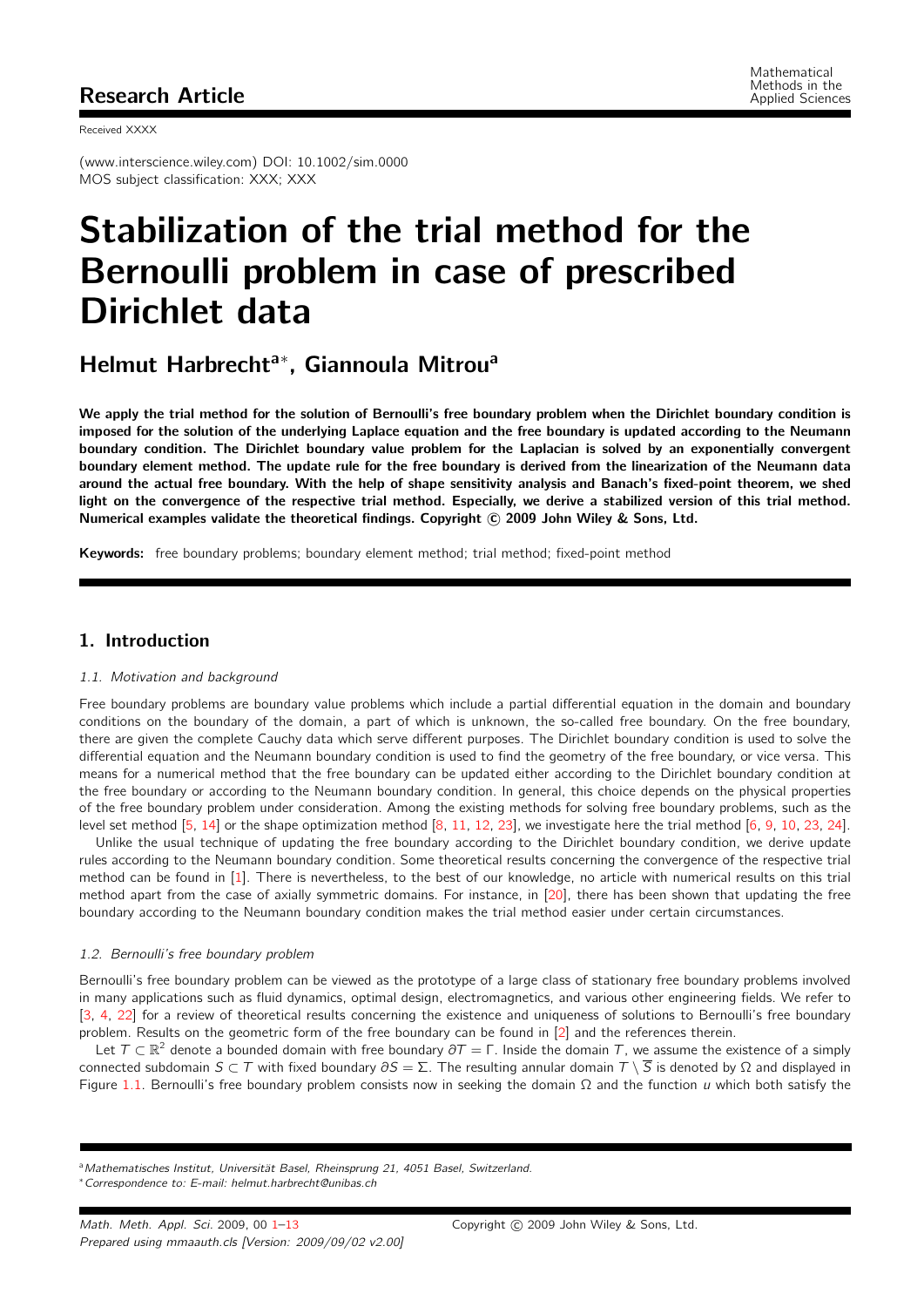# Stabilization of the trial method for the Bernoulli problem in case of prescribed Dirichlet data

## Helmut Harbrecht[a]*, Giannoula Mitrou[a]

**We apply the trial method for the solution of Bernoulli's free boundary problem when the Dirichlet boundary condition is imposed for the solution of the underlying Laplace equation and the free boundary is updated according to the Neumann boundary condition. The Dirichlet boundary value problem for the Laplacian is solved by an exponentially convergent boundary element method. The update rule for the free boundary is derived from the linearization of the Neumann data around the actual free boundary. With the help of shape sensitivity analysis and Banach's fixed-point theorem, we shed light on the convergence of the respective trial method. Especially, we derive a stabilized version of this trial method. Numerical examples validate the theoretical findings. Copyright © 2009 John Wiley & Sons, Ltd.**

**Keywords:** free boundary problems; boundary element method; trial method; fixed-point method

## 1. Introduction

### 1.1. Motivation and background

Free boundary problems are boundary value problems which include a partial differential equation in the domain and boundary conditions on the boundary of the domain, a part of which is unknown, the so-called free boundary. On the free boundary, there are given the complete Cauchy data which serve different purposes. The Dirichlet boundary condition is used to solve the differential equation and the Neumann boundary condition is used to find the geometry of the free boundary, or vice versa. This means for a numerical method that the free boundary can be updated either according to the Dirichlet boundary condition at the free boundary or according to the Neumann boundary condition. In general, this choice depends on the physical properties of the free boundary problem under consideration. Among the existing methods for solving free boundary problems, such as the level set method [5, 14] or the shape optimization method [8, 11, 12, 23], we investigate here the trial method [6, 9, 10, 23, 24].

Unlike the usual technique of updating the free boundary according to the Dirichlet boundary condition, we derive update rules according to the Neumann boundary condition. Some theoretical results concerning the convergence of the respective trial method can be found in [1]. There is nevertheless, to the best of our knowledge, no article with numerical results on this trial method apart from the case of axially symmetric domains. For instance, in [20], there has been shown that updating the free boundary according to the Neumann boundary condition makes the trial method easier under certain circumstances.

### 1.2. Bernoulli's free boundary problem

Bernoulli's free boundary problem can be viewed as the prototype of a large class of stationary free boundary problems involved in many applications such as fluid dynamics, optimal design, electromagnetics, and various other engineering fields. We refer to [3, 4, 22] for a review of theoretical results concerning the existence and uniqueness of solutions to Bernoulli's free boundary problem. Results on the geometric form of the free boundary can be found in [2] and the references therein.

Let $T \subset \mathbb{R}^2$ denote a bounded domain with free boundary $\partial T = \Gamma$. Inside the domain $T$, we assume the existence of a simply connected subdomain $S \subset T$ with fixed boundary $\partial S = \Sigma$. The resulting annular domain $T \setminus \overline{S}$ is denoted by $\Omega$ and displayed in Figure 1.1. Bernoulli's free boundary problem consists now in seeking the domain $\Omega$ and the function $u$ which both satisfy the

[a] *Mathematisches Institut, Universität Basel, Rheinsprung 21, 4051 Basel, Switzerland.*
[*] *Correspondence to: E-mail: helmut.harbrecht@unibas.ch*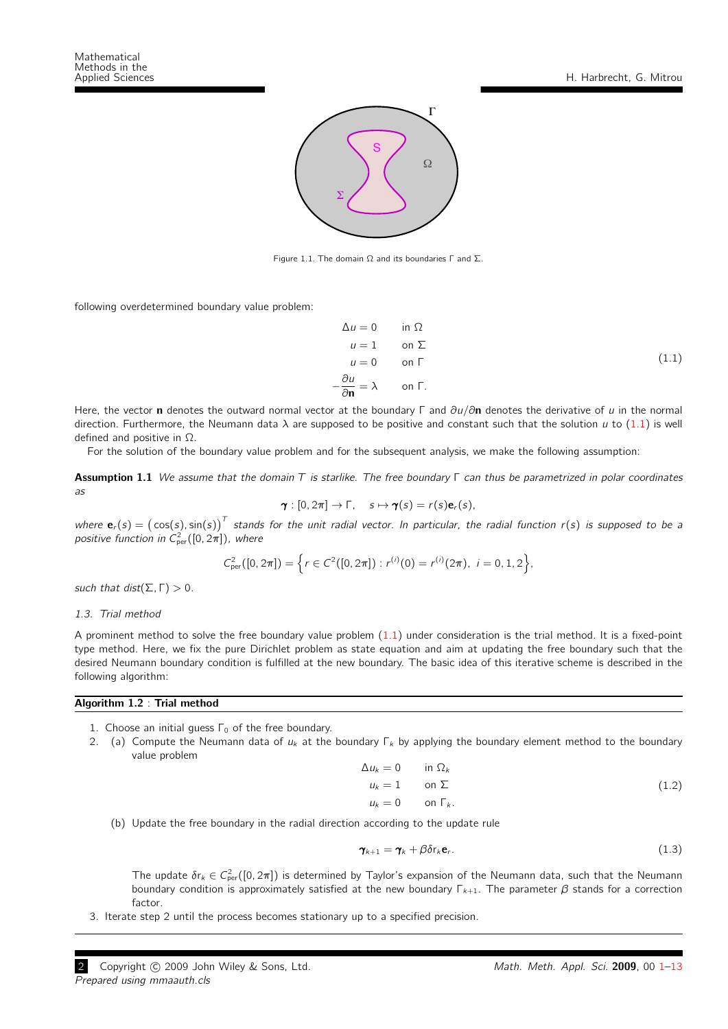Figure 1.1. The domain $\Omega$ and its boundaries $\Gamma$ and $\Sigma$.

following overdetermined boundary value problem:

$$
\begin{aligned}
\Delta u &= 0 && \text{in } \Omega \\
u &= 1 && \text{on } \Sigma \\
u &= 0 && \text{on } \Gamma \\
-\frac{\partial u}{\partial \mathbf{n}} &= \lambda && \text{on } \Gamma.
\end{aligned}
\tag{1.1}
$$

Here, the vector $\mathbf{n}$ denotes the outward normal vector at the boundary $\Gamma$ and $\partial u/\partial \mathbf{n}$ denotes the derivative of $u$ in the normal direction. Furthermore, the Neumann data $\lambda$ are supposed to be positive and constant such that the solution $u$ to (1.1) is well defined and positive in $\Omega$.

For the solution of the boundary value problem and for the subsequent analysis, we make the following assumption:

**Assumption 1.1** *We assume that the domain $T$ is starlike. The free boundary $\Gamma$ can thus be parametrized in polar coordinates as*

$$\boldsymbol{\gamma} : [0, 2\pi] \to \Gamma, \quad s \mapsto \boldsymbol{\gamma}(s) = r(s)\mathbf{e}_r(s),$$

*where $\mathbf{e}_r(s) = \big(\cos(s), \sin(s)\big)^T$ stands for the unit radial vector. In particular, the radial function $r(s)$ is supposed to be a positive function in $C^2_{\text{per}}([0, 2\pi])$, where*

$$C^2_{\text{per}}([0, 2\pi]) = \Big\{ r \in C^2([0, 2\pi]) : r^{(i)}(0) = r^{(i)}(2\pi),\ i = 0, 1, 2 \Big\},$$

*such that $dist(\Sigma, \Gamma) > 0$.*

### 1.3. Trial method

A prominent method to solve the free boundary value problem (1.1) under consideration is the trial method. It is a fixed-point type method. Here, we fix the pure Dirichlet problem as state equation and aim at updating the free boundary such that the desired Neumann boundary condition is fulfilled at the new boundary. The basic idea of this iterative scheme is described in the following algorithm:

**Algorithm 1.2** : **Trial method**

1. Choose an initial guess $\Gamma_0$ of the free boundary.
2. (a) Compute the Neumann data of $u_k$ at the boundary $\Gamma_k$ by applying the boundary element method to the boundary value problem

$$
\begin{aligned}
\Delta u_k &= 0 && \text{in } \Omega_k \\
u_k &= 1 && \text{on } \Sigma \\
u_k &= 0 && \text{on } \Gamma_k.
\end{aligned}
\tag{1.2}
$$

   (b) Update the free boundary in the radial direction according to the update rule

$$\boldsymbol{\gamma}_{k+1} = \boldsymbol{\gamma}_k + \beta \delta r_k \mathbf{e}_r. \tag{1.3}$$

   The update $\delta r_k \in C^2_{\text{per}}([0, 2\pi])$ is determined by Taylor's expansion of the Neumann data, such that the Neumann boundary condition is approximately satisfied at the new boundary $\Gamma_{k+1}$. The parameter $\beta$ stands for a correction factor.
3. Iterate step 2 until the process becomes stationary up to a specified precision.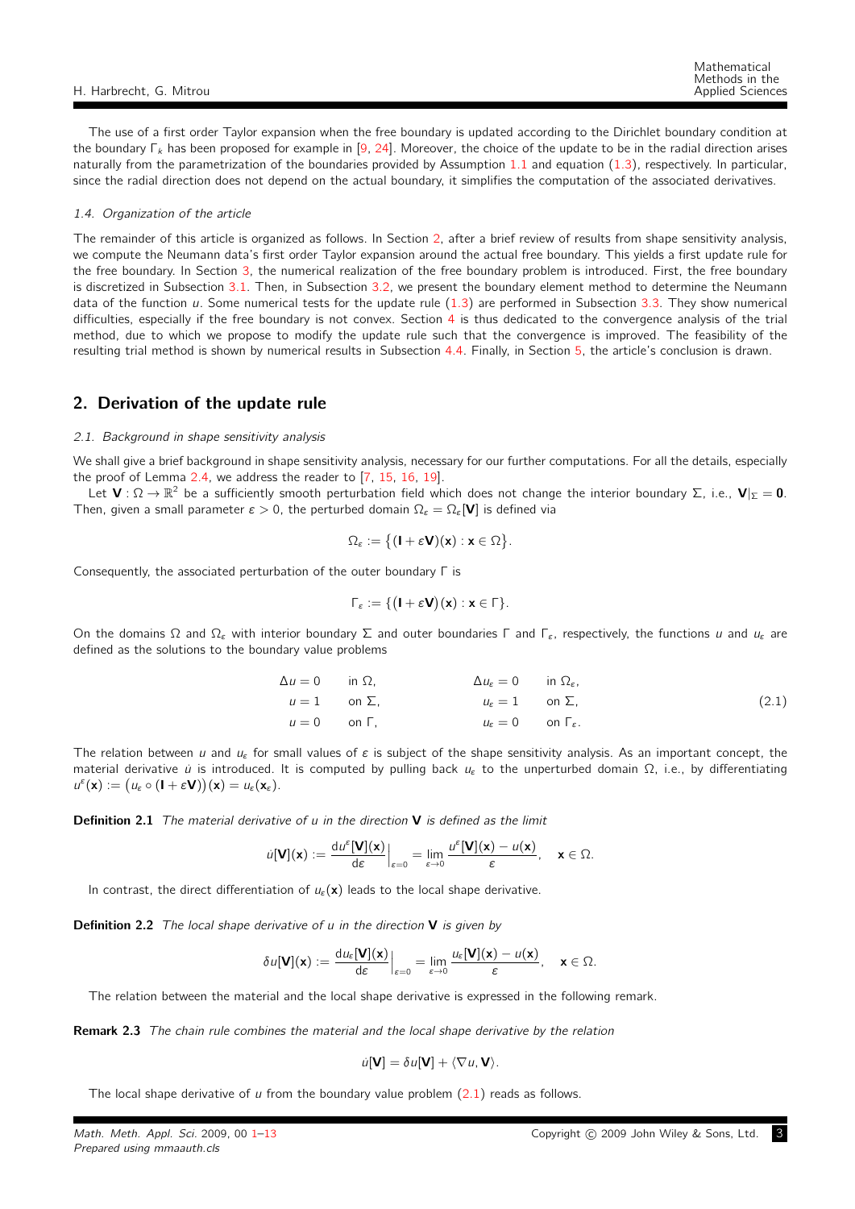The use of a first order Taylor expansion when the free boundary is updated according to the Dirichlet boundary condition at the boundary $\Gamma_k$ has been proposed for example in [9, 24]. Moreover, the choice of the update to be in the radial direction arises naturally from the parametrization of the boundaries provided by Assumption 1.1 and equation (1.3), respectively. In particular, since the radial direction does not depend on the actual boundary, it simplifies the computation of the associated derivatives.

### 1.4. Organization of the article

The remainder of this article is organized as follows. In Section 2, after a brief review of results from shape sensitivity analysis, we compute the Neumann data's first order Taylor expansion around the actual free boundary. This yields a first update rule for the free boundary. In Section 3, the numerical realization of the free boundary problem is introduced. First, the free boundary is discretized in Subsection 3.1. Then, in Subsection 3.2, we present the boundary element method to determine the Neumann data of the function $u$. Some numerical tests for the update rule (1.3) are performed in Subsection 3.3. They show numerical difficulties, especially if the free boundary is not convex. Section 4 is thus dedicated to the convergence analysis of the trial method, due to which we propose to modify the update rule such that the convergence is improved. The feasibility of the resulting trial method is shown by numerical results in Subsection 4.4. Finally, in Section 5, the article's conclusion is drawn.

## 2. Derivation of the update rule

### 2.1. Background in shape sensitivity analysis

We shall give a brief background in shape sensitivity analysis, necessary for our further computations. For all the details, especially the proof of Lemma 2.4, we address the reader to [7, 15, 16, 19].

Let $\mathbf{V}: \Omega \to \mathbb{R}^2$ be a sufficiently smooth perturbation field which does not change the interior boundary $\Sigma$, i.e., $\mathbf{V}|_\Sigma = \mathbf{0}$. Then, given a small parameter $\varepsilon > 0$, the perturbed domain $\Omega_\varepsilon = \Omega_\varepsilon[\mathbf{V}]$ is defined via

$$\Omega_\varepsilon := \big\{(\mathbf{I} + \varepsilon\mathbf{V})(\mathbf{x}) : \mathbf{x} \in \Omega\big\}.$$

Consequently, the associated perturbation of the outer boundary $\Gamma$ is

$$\Gamma_\varepsilon := \{\big(\mathbf{I} + \varepsilon\mathbf{V}\big)(\mathbf{x}) : \mathbf{x} \in \Gamma\}.$$

On the domains $\Omega$ and $\Omega_\varepsilon$ with interior boundary $\Sigma$ and outer boundaries $\Gamma$ and $\Gamma_\varepsilon$, respectively, the functions $u$ and $u_\varepsilon$ are defined as the solutions to the boundary value problems

$$\begin{aligned} \Delta u &= 0 \quad \text{in } \Omega, & \qquad \Delta u_\varepsilon &= 0 \quad \text{in } \Omega_\varepsilon,\\ u &= 1 \quad \text{on } \Sigma, & u_\varepsilon &= 1 \quad \text{on } \Sigma,\\ u &= 0 \quad \text{on } \Gamma, & u_\varepsilon &= 0 \quad \text{on } \Gamma_\varepsilon. \end{aligned} \tag{2.1}$$

The relation between $u$ and $u_\varepsilon$ for small values of $\varepsilon$ is subject of the shape sensitivity analysis. As an important concept, the material derivative $\dot{u}$ is introduced. It is computed by pulling back $u_\varepsilon$ to the unperturbed domain $\Omega$, i.e., by differentiating $u^\varepsilon(\mathbf{x}) := \big(u_\varepsilon \circ (\mathbf{I} + \varepsilon\mathbf{V})\big)(\mathbf{x}) = u_\varepsilon(\mathbf{x}_\varepsilon)$.

**Definition 2.1** *The material derivative of $u$ in the direction $\mathbf{V}$ is defined as the limit*

$$\dot{u}[\mathbf{V}](\mathbf{x}) := \frac{\mathrm{d}u^\varepsilon[\mathbf{V}](\mathbf{x})}{\mathrm{d}\varepsilon}\Big|_{\varepsilon=0} = \lim_{\varepsilon\to 0}\frac{u^\varepsilon[\mathbf{V}](\mathbf{x}) - u(\mathbf{x})}{\varepsilon}, \quad \mathbf{x} \in \Omega.$$

In contrast, the direct differentiation of $u_\varepsilon(\mathbf{x})$ leads to the local shape derivative.

**Definition 2.2** *The local shape derivative of $u$ in the direction $\mathbf{V}$ is given by*

$$\delta u[\mathbf{V}](\mathbf{x}) := \frac{\mathrm{d}u_\varepsilon[\mathbf{V}](\mathbf{x})}{\mathrm{d}\varepsilon}\Big|_{\varepsilon=0} = \lim_{\varepsilon\to 0}\frac{u_\varepsilon[\mathbf{V}](\mathbf{x}) - u(\mathbf{x})}{\varepsilon}, \quad \mathbf{x} \in \Omega.$$

The relation between the material and the local shape derivative is expressed in the following remark.

**Remark 2.3** *The chain rule combines the material and the local shape derivative by the relation*

$$\dot{u}[\mathbf{V}] = \delta u[\mathbf{V}] + \langle \nabla u, \mathbf{V}\rangle.$$

The local shape derivative of $u$ from the boundary value problem (2.1) reads as follows.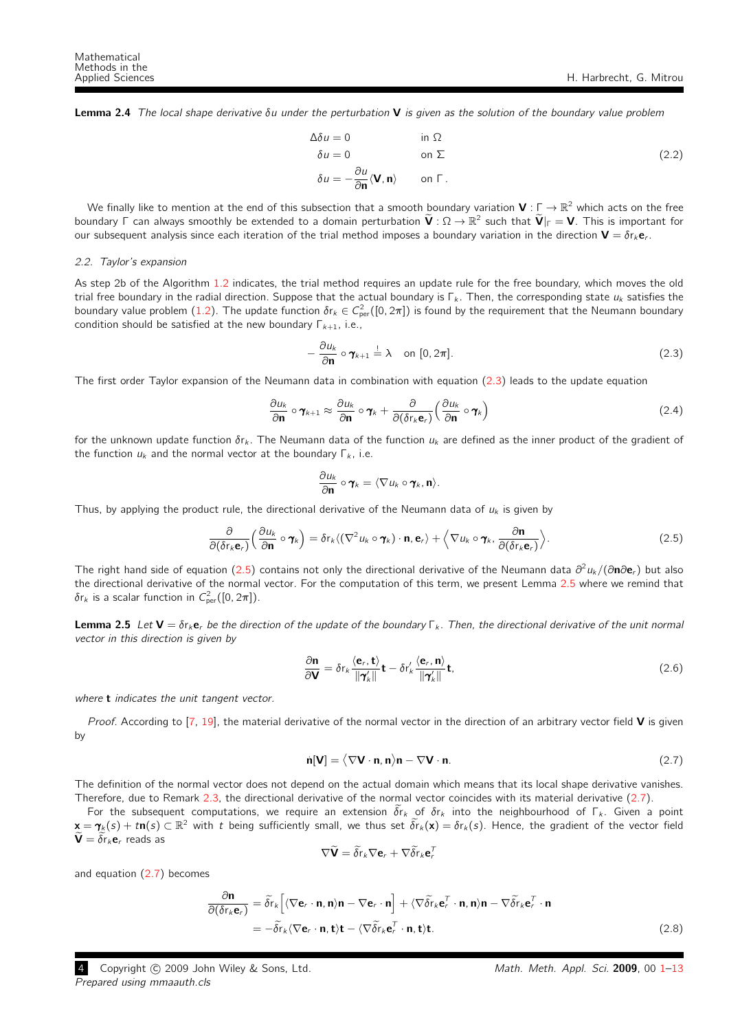**Lemma 2.4** *The local shape derivative $\delta u$ under the perturbation $\mathbf{V}$ is given as the solution of the boundary value problem*

$$
\begin{aligned}
\Delta \delta u &= 0 && \text{in } \Omega \\
\delta u &= 0 && \text{on } \Sigma \\
\delta u &= -\frac{\partial u}{\partial \mathbf{n}} \langle \mathbf{V}, \mathbf{n} \rangle && \text{on } \Gamma .
\end{aligned}
\tag{2.2}
$$

We finally like to mention at the end of this subsection that a smooth boundary variation $\mathbf{V} : \Gamma \to \mathbb{R}^2$ which acts on the free boundary $\Gamma$ can always smoothly be extended to a domain perturbation $\widetilde{\mathbf{V}} : \Omega \to \mathbb{R}^2$ such that $\widetilde{\mathbf{V}}|_\Gamma = \mathbf{V}$. This is important for our subsequent analysis since each iteration of the trial method imposes a boundary variation in the direction $\mathbf{V} = \delta r_k \mathbf{e}_r$.

### 2.2. Taylor's expansion

As step 2b of the Algorithm 1.2 indicates, the trial method requires an update rule for the free boundary, which moves the old trial free boundary in the radial direction. Suppose that the actual boundary is $\Gamma_k$. Then, the corresponding state $u_k$ satisfies the boundary value problem (1.2). The update function $\delta r_k \in C^2_{\text{per}}([0, 2\pi])$ is found by the requirement that the Neumann boundary condition should be satisfied at the new boundary $\Gamma_{k+1}$, i.e.,

$$
-\frac{\partial u_k}{\partial \mathbf{n}} \circ \boldsymbol{\gamma}_{k+1} \stackrel{!}{=} \lambda \quad \text{on } [0, 2\pi]. \tag{2.3}
$$

The first order Taylor expansion of the Neumann data in combination with equation (2.3) leads to the update equation

$$
\frac{\partial u_k}{\partial \mathbf{n}} \circ \boldsymbol{\gamma}_{k+1} \approx \frac{\partial u_k}{\partial \mathbf{n}} \circ \boldsymbol{\gamma}_k + \frac{\partial}{\partial(\delta r_k \mathbf{e}_r)} \Big( \frac{\partial u_k}{\partial \mathbf{n}} \circ \boldsymbol{\gamma}_k \Big) \tag{2.4}
$$

for the unknown update function $\delta r_k$. The Neumann data of the function $u_k$ are defined as the inner product of the gradient of the function $u_k$ and the normal vector at the boundary $\Gamma_k$, i.e.

$$
\frac{\partial u_k}{\partial \mathbf{n}} \circ \boldsymbol{\gamma}_k = \langle \nabla u_k \circ \boldsymbol{\gamma}_k, \mathbf{n} \rangle.
$$

Thus, by applying the product rule, the directional derivative of the Neumann data of $u_k$ is given by

$$
\frac{\partial}{\partial(\delta r_k \mathbf{e}_r)} \Big( \frac{\partial u_k}{\partial \mathbf{n}} \circ \boldsymbol{\gamma}_k \Big) = \delta r_k \langle (\nabla^2 u_k \circ \boldsymbol{\gamma}_k) \cdot \mathbf{n}, \mathbf{e}_r \rangle + \Big\langle \nabla u_k \circ \boldsymbol{\gamma}_k, \frac{\partial \mathbf{n}}{\partial(\delta r_k \mathbf{e}_r)} \Big\rangle. \tag{2.5}
$$

The right hand side of equation (2.5) contains not only the directional derivative of the Neumann data $\partial^2 u_k / (\partial \mathbf{n} \partial \mathbf{e}_r)$ but also the directional derivative of the normal vector. For the computation of this term, we present Lemma 2.5 where we remind that $\delta r_k$ is a scalar function in $C^2_{\text{per}}([0, 2\pi])$.

**Lemma 2.5** *Let $\mathbf{V} = \delta r_k \mathbf{e}_r$ be the direction of the update of the boundary $\Gamma_k$. Then, the directional derivative of the unit normal vector in this direction is given by*

$$
\frac{\partial \mathbf{n}}{\partial \mathbf{V}} = \delta r_k \frac{\langle \mathbf{e}_r, \mathbf{t} \rangle}{\|\boldsymbol{\gamma}_k'\|} \mathbf{t} - \delta r_k' \frac{\langle \mathbf{e}_r, \mathbf{n} \rangle}{\|\boldsymbol{\gamma}_k'\|} \mathbf{t}, \tag{2.6}
$$

*where $\mathbf{t}$ indicates the unit tangent vector.*

*Proof.* According to [7, 19], the material derivative of the normal vector in the direction of an arbitrary vector field $\mathbf{V}$ is given by

$$
\dot{\mathbf{n}}[\mathbf{V}] = \big\langle \nabla \mathbf{V} \cdot \mathbf{n}, \mathbf{n} \big\rangle \mathbf{n} - \nabla \mathbf{V} \cdot \mathbf{n}. \tag{2.7}
$$

The definition of the normal vector does not depend on the actual domain which means that its local shape derivative vanishes. Therefore, due to Remark 2.3, the directional derivative of the normal vector coincides with its material derivative (2.7).

For the subsequent computations, we require an extension $\widetilde{\delta r}_k$ of $\delta r_k$ into the neighbourhood of $\Gamma_k$. Given a point $\mathbf{x} = \boldsymbol{\gamma}_k(s) + t\mathbf{n}(s) \subset \mathbb{R}^2$ with $t$ being sufficiently small, we thus set $\widetilde{\delta r}_k(\mathbf{x}) = \delta r_k(s)$. Hence, the gradient of the vector field $\widetilde{\mathbf{V}} = \widetilde{\delta r}_k \mathbf{e}_r$ reads as

$$
\nabla \widetilde{\mathbf{V}} = \widetilde{\delta r}_k \nabla \mathbf{e}_r + \nabla \widetilde{\delta r}_k \mathbf{e}_r^T
$$

and equation (2.7) becomes

$$
\begin{aligned}
\frac{\partial \mathbf{n}}{\partial(\delta r_k \mathbf{e}_r)} &= \widetilde{\delta r}_k \Big[ \langle \nabla \mathbf{e}_r \cdot \mathbf{n}, \mathbf{n} \rangle \mathbf{n} - \nabla \mathbf{e}_r \cdot \mathbf{n} \Big] + \langle \nabla \widetilde{\delta r}_k \mathbf{e}_r^T \cdot \mathbf{n}, \mathbf{n} \rangle \mathbf{n} - \nabla \widetilde{\delta r}_k \mathbf{e}_r^T \cdot \mathbf{n} \\
&= -\widetilde{\delta r}_k \langle \nabla \mathbf{e}_r \cdot \mathbf{n}, \mathbf{t} \rangle \mathbf{t} - \langle \nabla \widetilde{\delta r}_k \mathbf{e}_r^T \cdot \mathbf{n}, \mathbf{t} \rangle \mathbf{t}.
\end{aligned}
\tag{2.8}
$$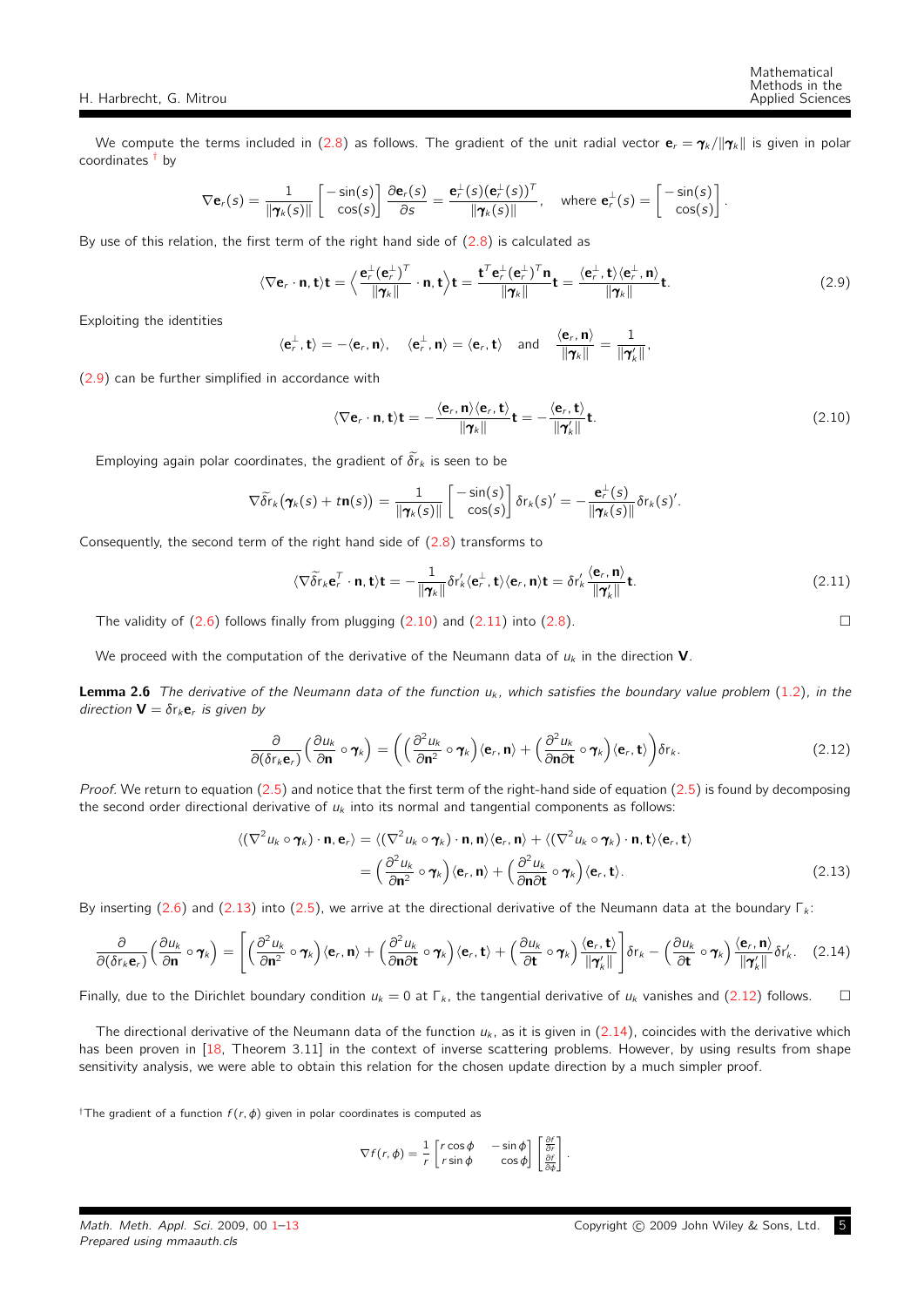We compute the terms included in (2.8) as follows. The gradient of the unit radial vector $\mathbf{e}_r = \boldsymbol{\gamma}_k/\|\boldsymbol{\gamma}_k\|$ is given in polar coordinates [†] by

$$\nabla \mathbf{e}_r(s) = \frac{1}{\|\boldsymbol{\gamma}_k(s)\|}\begin{bmatrix} -\sin(s) \\ \cos(s)\end{bmatrix}\frac{\partial \mathbf{e}_r(s)}{\partial s} = \frac{\mathbf{e}_r^\perp(s)(\mathbf{e}_r^\perp(s))^T}{\|\boldsymbol{\gamma}_k(s)\|}, \quad \text{where } \mathbf{e}_r^\perp(s) = \begin{bmatrix} -\sin(s) \\ \cos(s)\end{bmatrix}.$$

By use of this relation, the first term of the right hand side of (2.8) is calculated as

$$\langle \nabla \mathbf{e}_r \cdot \mathbf{n}, \mathbf{t}\rangle \mathbf{t} = \Big\langle \frac{\mathbf{e}_r^\perp(\mathbf{e}_r^\perp)^T}{\|\boldsymbol{\gamma}_k\|}\cdot \mathbf{n}, \mathbf{t}\Big\rangle \mathbf{t} = \frac{\mathbf{t}^T\mathbf{e}_r^\perp(\mathbf{e}_r^\perp)^T\mathbf{n}}{\|\boldsymbol{\gamma}_k\|}\mathbf{t} = \frac{\langle \mathbf{e}_r^\perp, \mathbf{t}\rangle\langle \mathbf{e}_r^\perp, \mathbf{n}\rangle}{\|\boldsymbol{\gamma}_k\|}\mathbf{t}. \tag{2.9}$$

Exploiting the identities

$$\langle \mathbf{e}_r^\perp, \mathbf{t}\rangle = -\langle \mathbf{e}_r, \mathbf{n}\rangle, \quad \langle \mathbf{e}_r^\perp, \mathbf{n}\rangle = \langle \mathbf{e}_r, \mathbf{t}\rangle \quad \text{and} \quad \frac{\langle \mathbf{e}_r, \mathbf{n}\rangle}{\|\boldsymbol{\gamma}_k\|} = \frac{1}{\|\boldsymbol{\gamma}_k'\|},$$

(2.9) can be further simplified in accordance with

$$\langle \nabla \mathbf{e}_r \cdot \mathbf{n}, \mathbf{t}\rangle \mathbf{t} = -\frac{\langle \mathbf{e}_r, \mathbf{n}\rangle\langle \mathbf{e}_r, \mathbf{t}\rangle}{\|\boldsymbol{\gamma}_k\|}\mathbf{t} = -\frac{\langle \mathbf{e}_r, \mathbf{t}\rangle}{\|\boldsymbol{\gamma}_k'\|}\mathbf{t}. \tag{2.10}$$

Employing again polar coordinates, the gradient of $\widetilde{\delta r}_k$ is seen to be

$$\nabla \widetilde{\delta r}_k\big(\boldsymbol{\gamma}_k(s) + t\mathbf{n}(s)\big) = \frac{1}{\|\boldsymbol{\gamma}_k(s)\|}\begin{bmatrix} -\sin(s) \\ \cos(s)\end{bmatrix}\delta r_k(s)' = -\frac{\mathbf{e}_r^\perp(s)}{\|\boldsymbol{\gamma}_k(s)\|}\delta r_k(s)'.$$

Consequently, the second term of the right hand side of (2.8) transforms to

$$\langle \nabla \widetilde{\delta r}_k \mathbf{e}_r^T \cdot \mathbf{n}, \mathbf{t}\rangle \mathbf{t} = -\frac{1}{\|\boldsymbol{\gamma}_k\|}\delta r_k'\langle \mathbf{e}_r^\perp, \mathbf{t}\rangle\langle \mathbf{e}_r, \mathbf{n}\rangle \mathbf{t} = \delta r_k'\frac{\langle \mathbf{e}_r, \mathbf{n}\rangle}{\|\boldsymbol{\gamma}_k'\|}\mathbf{t}. \tag{2.11}$$

The validity of (2.6) follows finally from plugging (2.10) and (2.11) into (2.8). $\square$

We proceed with the computation of the derivative of the Neumann data of $u_k$ in the direction $\mathbf{V}$.

**Lemma 2.6** *The derivative of the Neumann data of the function $u_k$, which satisfies the boundary value problem (1.2), in the direction $\mathbf{V} = \delta r_k \mathbf{e}_r$ is given by*

$$\frac{\partial}{\partial(\delta r_k \mathbf{e}_r)}\Big(\frac{\partial u_k}{\partial \mathbf{n}}\circ \boldsymbol{\gamma}_k\Big) = \bigg(\Big(\frac{\partial^2 u_k}{\partial \mathbf{n}^2}\circ \boldsymbol{\gamma}_k\Big)\langle \mathbf{e}_r, \mathbf{n}\rangle + \Big(\frac{\partial^2 u_k}{\partial \mathbf{n}\partial \mathbf{t}}\circ \boldsymbol{\gamma}_k\Big)\langle \mathbf{e}_r, \mathbf{t}\rangle\bigg)\delta r_k. \tag{2.12}$$

*Proof.* We return to equation (2.5) and notice that the first term of the right-hand side of equation (2.5) is found by decomposing the second order directional derivative of $u_k$ into its normal and tangential components as follows:

$$\begin{aligned}\langle (\nabla^2 u_k \circ \boldsymbol{\gamma}_k)\cdot \mathbf{n}, \mathbf{e}_r\rangle &= \langle (\nabla^2 u_k \circ \boldsymbol{\gamma}_k)\cdot \mathbf{n}, \mathbf{n}\rangle\langle \mathbf{e}_r, \mathbf{n}\rangle + \langle (\nabla^2 u_k \circ \boldsymbol{\gamma}_k)\cdot \mathbf{n}, \mathbf{t}\rangle\langle \mathbf{e}_r, \mathbf{t}\rangle \\ &= \Big(\frac{\partial^2 u_k}{\partial \mathbf{n}^2}\circ \boldsymbol{\gamma}_k\Big)\langle \mathbf{e}_r, \mathbf{n}\rangle + \Big(\frac{\partial^2 u_k}{\partial \mathbf{n}\partial \mathbf{t}}\circ \boldsymbol{\gamma}_k\Big)\langle \mathbf{e}_r, \mathbf{t}\rangle.\end{aligned} \tag{2.13}$$

By inserting (2.6) and (2.13) into (2.5), we arrive at the directional derivative of the Neumann data at the boundary $\Gamma_k$:

$$\frac{\partial}{\partial(\delta r_k \mathbf{e}_r)}\Big(\frac{\partial u_k}{\partial \mathbf{n}}\circ \boldsymbol{\gamma}_k\Big) = \bigg[\Big(\frac{\partial^2 u_k}{\partial \mathbf{n}^2}\circ \boldsymbol{\gamma}_k\Big)\langle \mathbf{e}_r, \mathbf{n}\rangle + \Big(\frac{\partial^2 u_k}{\partial \mathbf{n}\partial \mathbf{t}}\circ \boldsymbol{\gamma}_k\Big)\langle \mathbf{e}_r, \mathbf{t}\rangle + \Big(\frac{\partial u_k}{\partial \mathbf{t}}\circ \boldsymbol{\gamma}_k\Big)\frac{\langle \mathbf{e}_r, \mathbf{t}\rangle}{\|\boldsymbol{\gamma}_k'\|}\bigg]\delta r_k - \Big(\frac{\partial u_k}{\partial \mathbf{t}}\circ \boldsymbol{\gamma}_k\Big)\frac{\langle \mathbf{e}_r, \mathbf{n}\rangle}{\|\boldsymbol{\gamma}_k'\|}\delta r_k'. \tag{2.14}$$

Finally, due to the Dirichlet boundary condition $u_k = 0$ at $\Gamma_k$, the tangential derivative of $u_k$ vanishes and (2.12) follows. $\square$

The directional derivative of the Neumann data of the function $u_k$, as it is given in (2.14), coincides with the derivative which has been proven in [18, Theorem 3.11] in the context of inverse scattering problems. However, by using results from shape sensitivity analysis, we were able to obtain this relation for the chosen update direction by a much simpler proof.

[†]The gradient of a function $f(r, \phi)$ given in polar coordinates is computed as

$$\nabla f(r, \phi) = \frac{1}{r}\begin{bmatrix} r\cos\phi & -\sin\phi \\ r\sin\phi & \cos\phi\end{bmatrix}\begin{bmatrix}\frac{\partial f}{\partial r} \\ \frac{\partial f}{\partial \phi}\end{bmatrix}.$$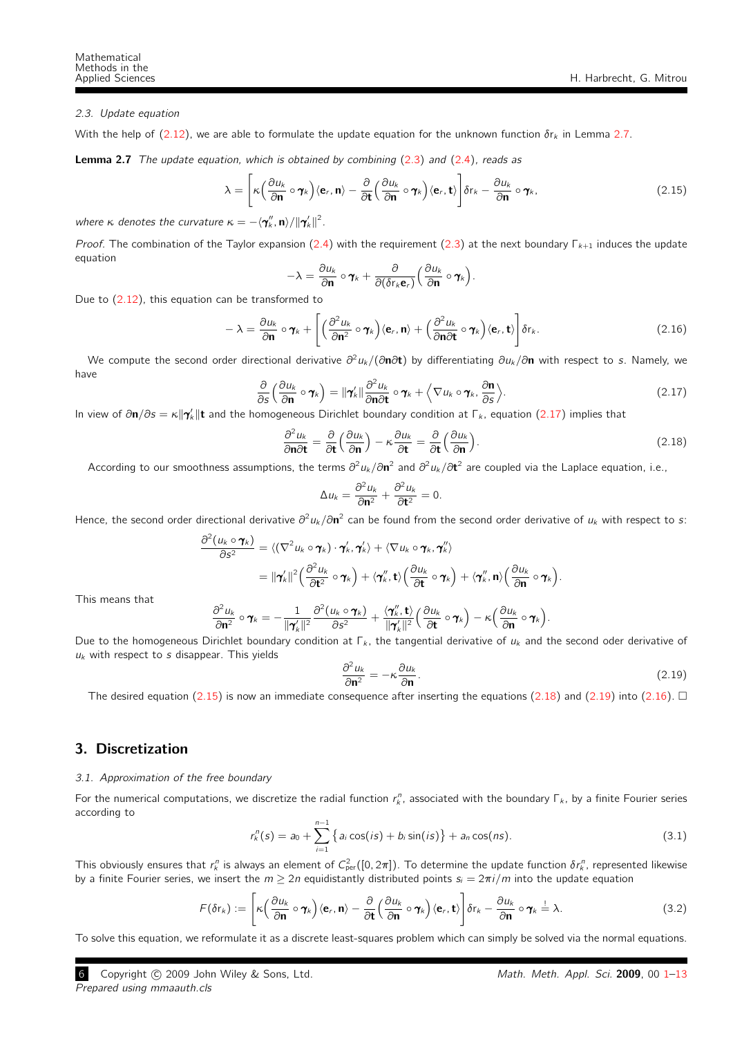### 2.3. Update equation

With the help of (2.12), we are able to formulate the update equation for the unknown function $\delta r_k$ in Lemma 2.7.

**Lemma 2.7** *The update equation, which is obtained by combining* (2.3) *and* (2.4)*, reads as*

$$\lambda = \left[\kappa\Big(\frac{\partial u_k}{\partial \mathbf{n}} \circ \boldsymbol{\gamma}_k\Big)\langle \mathbf{e}_r, \mathbf{n}\rangle - \frac{\partial}{\partial \mathbf{t}}\Big(\frac{\partial u_k}{\partial \mathbf{n}} \circ \boldsymbol{\gamma}_k\Big)\langle \mathbf{e}_r, \mathbf{t}\rangle\right]\delta r_k - \frac{\partial u_k}{\partial \mathbf{n}} \circ \boldsymbol{\gamma}_k, \tag{2.15}$$

*where $\kappa$ denotes the curvature $\kappa = -\langle \boldsymbol{\gamma}_k'', \mathbf{n}\rangle / \|\boldsymbol{\gamma}_k'\|^2$.*

*Proof.* The combination of the Taylor expansion (2.4) with the requirement (2.3) at the next boundary $\Gamma_{k+1}$ induces the update equation

$$-\lambda = \frac{\partial u_k}{\partial \mathbf{n}} \circ \boldsymbol{\gamma}_k + \frac{\partial}{\partial(\delta r_k \mathbf{e}_r)}\Big(\frac{\partial u_k}{\partial \mathbf{n}} \circ \boldsymbol{\gamma}_k\Big).$$

Due to (2.12), this equation can be transformed to

$$-\lambda = \frac{\partial u_k}{\partial \mathbf{n}} \circ \boldsymbol{\gamma}_k + \left[\Big(\frac{\partial^2 u_k}{\partial \mathbf{n}^2} \circ \boldsymbol{\gamma}_k\Big)\langle \mathbf{e}_r, \mathbf{n}\rangle + \Big(\frac{\partial^2 u_k}{\partial \mathbf{n}\partial \mathbf{t}} \circ \boldsymbol{\gamma}_k\Big)\langle \mathbf{e}_r, \mathbf{t}\rangle\right]\delta r_k. \tag{2.16}$$

We compute the second order directional derivative $\partial^2 u_k/(\partial \mathbf{n}\partial \mathbf{t})$ by differentiating $\partial u_k/\partial \mathbf{n}$ with respect to $s$. Namely, we have

$$\frac{\partial}{\partial s}\Big(\frac{\partial u_k}{\partial \mathbf{n}} \circ \boldsymbol{\gamma}_k\Big) = \|\boldsymbol{\gamma}_k'\| \frac{\partial^2 u_k}{\partial \mathbf{n}\partial \mathbf{t}} \circ \boldsymbol{\gamma}_k + \Big\langle \nabla u_k \circ \boldsymbol{\gamma}_k, \frac{\partial \mathbf{n}}{\partial s}\Big\rangle. \tag{2.17}$$

In view of $\partial \mathbf{n}/\partial s = \kappa \|\boldsymbol{\gamma}_k'\| \mathbf{t}$ and the homogeneous Dirichlet boundary condition at $\Gamma_k$, equation (2.17) implies that

$$\frac{\partial^2 u_k}{\partial \mathbf{n}\partial \mathbf{t}} = \frac{\partial}{\partial \mathbf{t}}\Big(\frac{\partial u_k}{\partial \mathbf{n}}\Big) - \kappa\frac{\partial u_k}{\partial \mathbf{t}} = \frac{\partial}{\partial \mathbf{t}}\Big(\frac{\partial u_k}{\partial \mathbf{n}}\Big). \tag{2.18}$$

According to our smoothness assumptions, the terms $\partial^2 u_k/\partial \mathbf{n}^2$ and $\partial^2 u_k/\partial \mathbf{t}^2$ are coupled via the Laplace equation, i.e.,

$$\Delta u_k = \frac{\partial^2 u_k}{\partial \mathbf{n}^2} + \frac{\partial^2 u_k}{\partial \mathbf{t}^2} = 0.$$

Hence, the second order directional derivative $\partial^2 u_k/\partial \mathbf{n}^2$ can be found from the second order derivative of $u_k$ with respect to $s$:

$$\begin{aligned}
\frac{\partial^2 (u_k \circ \boldsymbol{\gamma}_k)}{\partial s^2} &= \langle (\nabla^2 u_k \circ \boldsymbol{\gamma}_k) \cdot \boldsymbol{\gamma}_k', \boldsymbol{\gamma}_k'\rangle + \langle \nabla u_k \circ \boldsymbol{\gamma}_k, \boldsymbol{\gamma}_k''\rangle \\
&= \|\boldsymbol{\gamma}_k'\|^2 \Big(\frac{\partial^2 u_k}{\partial \mathbf{t}^2} \circ \boldsymbol{\gamma}_k\Big) + \langle \boldsymbol{\gamma}_k'', \mathbf{t}\rangle \Big(\frac{\partial u_k}{\partial \mathbf{t}} \circ \boldsymbol{\gamma}_k\Big) + \langle \boldsymbol{\gamma}_k'', \mathbf{n}\rangle \Big(\frac{\partial u_k}{\partial \mathbf{n}} \circ \boldsymbol{\gamma}_k\Big).
\end{aligned}$$

This means that

$$\frac{\partial^2 u_k}{\partial \mathbf{n}^2} \circ \boldsymbol{\gamma}_k = -\frac{1}{\|\boldsymbol{\gamma}_k'\|^2}\frac{\partial^2 (u_k \circ \boldsymbol{\gamma}_k)}{\partial s^2} + \frac{\langle \boldsymbol{\gamma}_k'', \mathbf{t}\rangle}{\|\boldsymbol{\gamma}_k'\|^2}\Big(\frac{\partial u_k}{\partial \mathbf{t}} \circ \boldsymbol{\gamma}_k\Big) - \kappa\Big(\frac{\partial u_k}{\partial \mathbf{n}} \circ \boldsymbol{\gamma}_k\Big).$$

Due to the homogeneous Dirichlet boundary condition at $\Gamma_k$, the tangential derivative of $u_k$ and the second oder derivative of $u_k$ with respect to $s$ disappear. This yields

$$\frac{\partial^2 u_k}{\partial \mathbf{n}^2} = -\kappa\frac{\partial u_k}{\partial \mathbf{n}}. \tag{2.19}$$

The desired equation (2.15) is now an immediate consequence after inserting the equations (2.18) and (2.19) into (2.16). □

## 3. Discretization

### 3.1. Approximation of the free boundary

For the numerical computations, we discretize the radial function $r_k^n$, associated with the boundary $\Gamma_k$, by a finite Fourier series according to

$$r_k^n(s) = a_0 + \sum_{i=1}^{n-1}\big\{a_i \cos(is) + b_i \sin(is)\big\} + a_n \cos(ns). \tag{3.1}$$

This obviously ensures that $r_k^n$ is always an element of $C^2_{\text{per}}([0, 2\pi])$. To determine the update function $\delta r_k^n$, represented likewise by a finite Fourier series, we insert the $m \geq 2n$ equidistantly distributed points $s_i = 2\pi i/m$ into the update equation

$$F(\delta r_k) := \left[\kappa\Big(\frac{\partial u_k}{\partial \mathbf{n}} \circ \boldsymbol{\gamma}_k\Big)\langle \mathbf{e}_r, \mathbf{n}\rangle - \frac{\partial}{\partial \mathbf{t}}\Big(\frac{\partial u_k}{\partial \mathbf{n}} \circ \boldsymbol{\gamma}_k\Big)\langle \mathbf{e}_r, \mathbf{t}\rangle\right]\delta r_k - \frac{\partial u_k}{\partial \mathbf{n}} \circ \boldsymbol{\gamma}_k \stackrel{!}{=} \lambda. \tag{3.2}$$

To solve this equation, we reformulate it as a discrete least-squares problem which can simply be solved via the normal equations.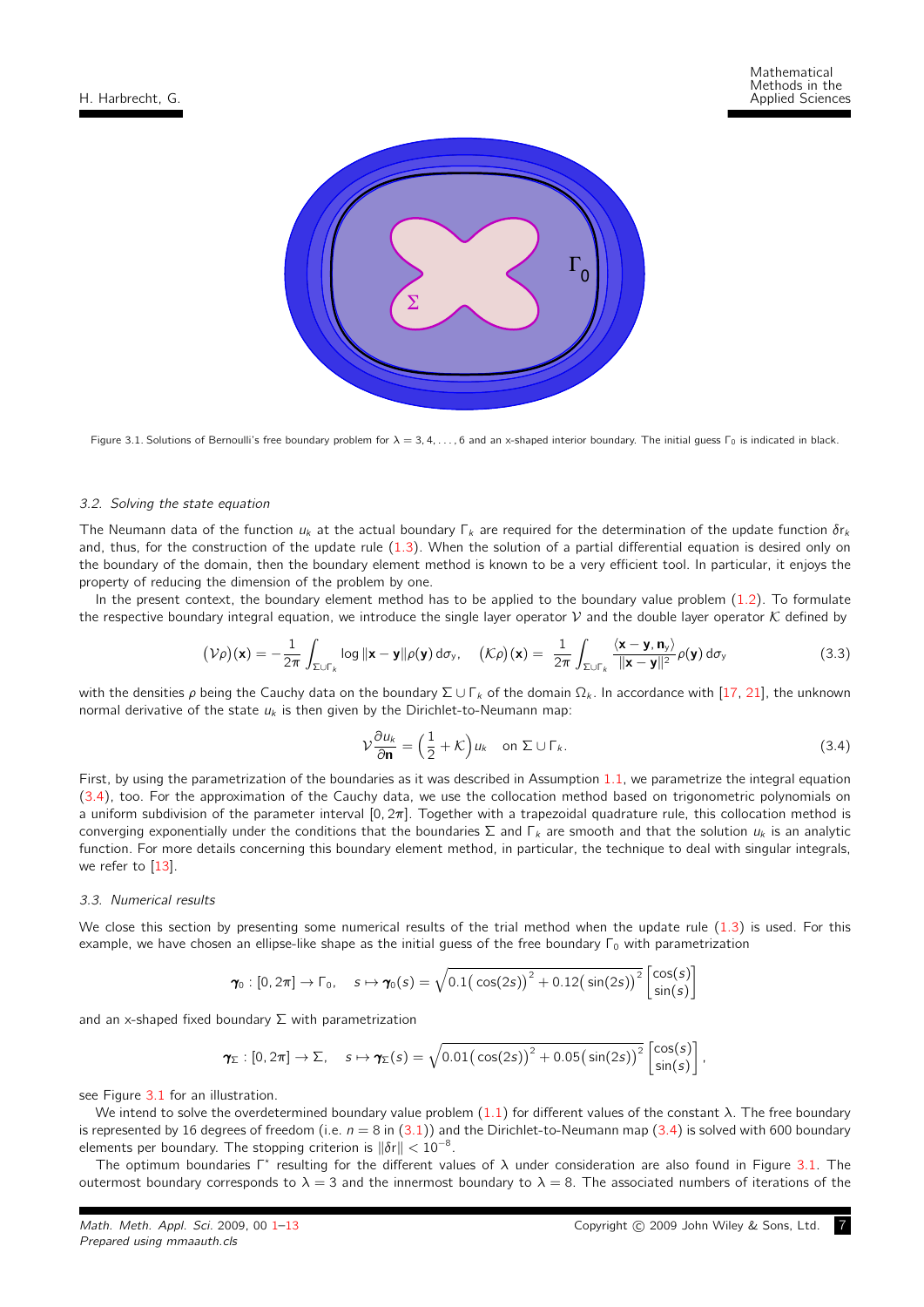Figure 3.1. Solutions of Bernoulli's free boundary problem for $\lambda = 3, 4, \ldots, 6$ and an x-shaped interior boundary. The initial guess $\Gamma_0$ is indicated in black.

### 3.2. Solving the state equation

The Neumann data of the function $u_k$ at the actual boundary $\Gamma_k$ are required for the determination of the update function $\delta r_k$ and, thus, for the construction of the update rule (1.3). When the solution of a partial differential equation is desired only on the boundary of the domain, then the boundary element method is known to be a very efficient tool. In particular, it enjoys the property of reducing the dimension of the problem by one.

In the present context, the boundary element method has to be applied to the boundary value problem (1.2). To formulate the respective boundary integral equation, we introduce the single layer operator $\mathcal{V}$ and the double layer operator $\mathcal{K}$ defined by

$$(\mathcal{V}\rho)(\mathbf{x}) = -\frac{1}{2\pi}\int_{\Sigma\cup\Gamma_k} \log\|\mathbf{x}-\mathbf{y}\|\rho(\mathbf{y})\,\mathrm{d}\sigma_y, \quad (\mathcal{K}\rho)(\mathbf{x}) = \frac{1}{2\pi}\int_{\Sigma\cup\Gamma_k} \frac{\langle \mathbf{x}-\mathbf{y}, \mathbf{n}_y\rangle}{\|\mathbf{x}-\mathbf{y}\|^2}\rho(\mathbf{y})\,\mathrm{d}\sigma_y \tag{3.3}$$

with the densities $\rho$ being the Cauchy data on the boundary $\Sigma \cup \Gamma_k$ of the domain $\Omega_k$. In accordance with [17, 21], the unknown normal derivative of the state $u_k$ is then given by the Dirichlet-to-Neumann map:

$$\mathcal{V}\frac{\partial u_k}{\partial \mathbf{n}} = \left(\frac{1}{2} + \mathcal{K}\right)u_k \quad \text{on } \Sigma\cup\Gamma_k. \tag{3.4}$$

First, by using the parametrization of the boundaries as it was described in Assumption 1.1, we parametrize the integral equation (3.4), too. For the approximation of the Cauchy data, we use the collocation method based on trigonometric polynomials on a uniform subdivision of the parameter interval $[0, 2\pi]$. Together with a trapezoidal quadrature rule, this collocation method is converging exponentially under the conditions that the boundaries $\Sigma$ and $\Gamma_k$ are smooth and that the solution $u_k$ is an analytic function. For more details concerning this boundary element method, in particular, the technique to deal with singular integrals, we refer to [13].

### 3.3. Numerical results

We close this section by presenting some numerical results of the trial method when the update rule (1.3) is used. For this example, we have chosen an ellipse-like shape as the initial guess of the free boundary $\Gamma_0$ with parametrization

$$\boldsymbol{\gamma}_0 : [0, 2\pi] \to \Gamma_0, \quad s \mapsto \boldsymbol{\gamma}_0(s) = \sqrt{0.1\big(\cos(2s)\big)^2 + 0.12\big(\sin(2s)\big)^2}\begin{bmatrix}\cos(s)\\ \sin(s)\end{bmatrix}$$

and an x-shaped fixed boundary $\Sigma$ with parametrization

$$\boldsymbol{\gamma}_\Sigma : [0, 2\pi] \to \Sigma, \quad s \mapsto \boldsymbol{\gamma}_\Sigma(s) = \sqrt{0.01\big(\cos(2s)\big)^2 + 0.05\big(\sin(2s)\big)^2}\begin{bmatrix}\cos(s)\\ \sin(s)\end{bmatrix},$$

see Figure 3.1 for an illustration.

We intend to solve the overdetermined boundary value problem (1.1) for different values of the constant $\lambda$. The free boundary is represented by 16 degrees of freedom (i.e. $n = 8$ in (3.1)) and the Dirichlet-to-Neumann map (3.4) is solved with 600 boundary elements per boundary. The stopping criterion is $\|\delta r\| < 10^{-8}$.

The optimum boundaries $\Gamma^\star$ resulting for the different values of $\lambda$ under consideration are also found in Figure 3.1. The outermost boundary corresponds to $\lambda = 3$ and the innermost boundary to $\lambda = 8$. The associated numbers of iterations of the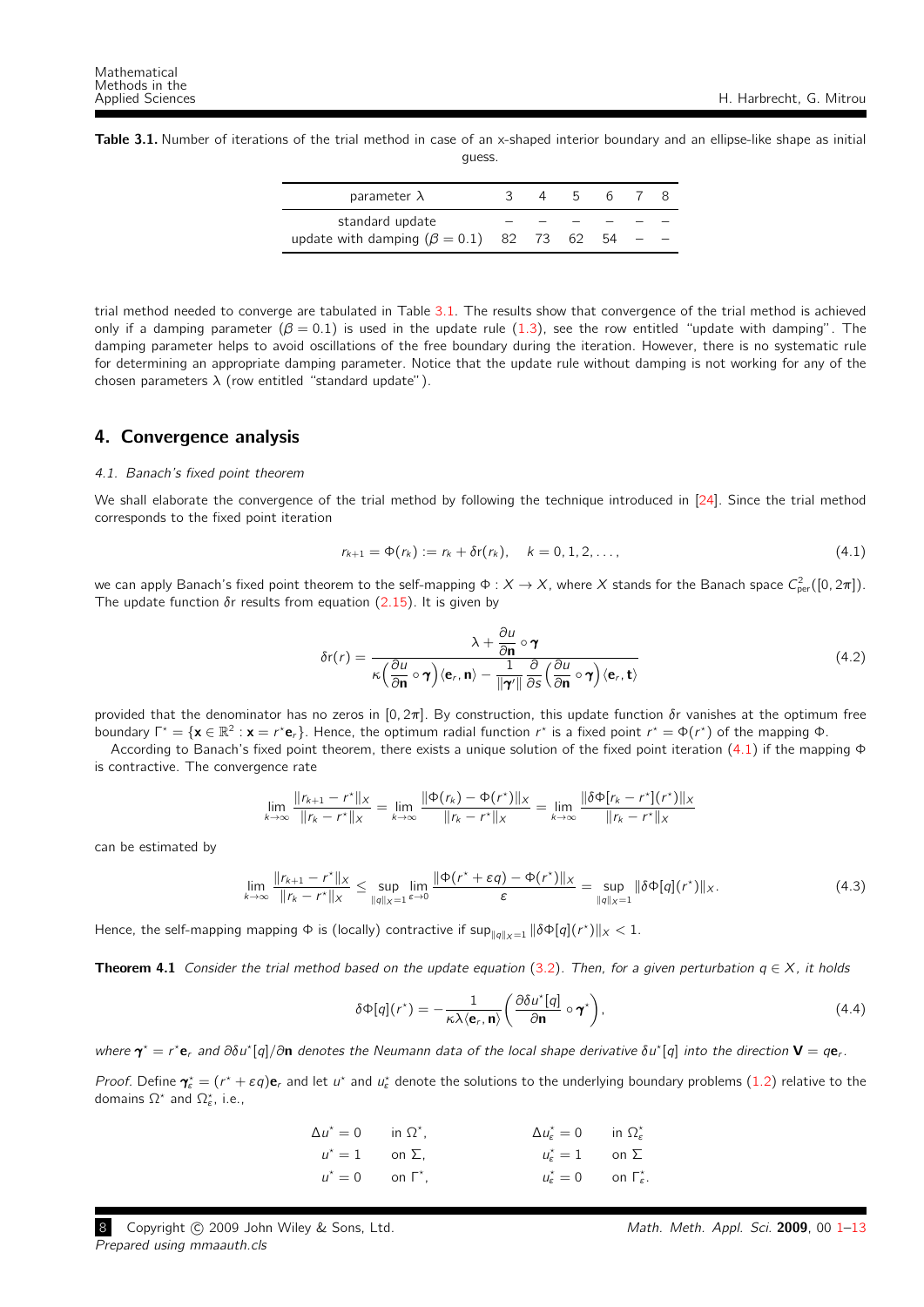**Table 3.1.** Number of iterations of the trial method in case of an x-shaped interior boundary and an ellipse-like shape as initial guess.

| parameter $\lambda$ | 3 | 4 | 5 | 6 | 7 | 8 |
|---|---|---|---|---|---|---|
| standard update | – | – | – | – | – | – |
| update with damping ($\beta = 0.1$) | 82 | 73 | 62 | 54 | – | – |

trial method needed to converge are tabulated in Table 3.1. The results show that convergence of the trial method is achieved only if a damping parameter ($\beta = 0.1$) is used in the update rule (1.3), see the row entitled "update with damping". The damping parameter helps to avoid oscillations of the free boundary during the iteration. However, there is no systematic rule for determining an appropriate damping parameter. Notice that the update rule without damping is not working for any of the chosen parameters $\lambda$ (row entitled "standard update").

## 4. Convergence analysis

### 4.1. Banach's fixed point theorem

We shall elaborate the convergence of the trial method by following the technique introduced in [24]. Since the trial method corresponds to the fixed point iteration

$$r_{k+1} = \Phi(r_k) := r_k + \delta r(r_k), \quad k = 0, 1, 2, \ldots, \tag{4.1}$$

we can apply Banach's fixed point theorem to the self-mapping $\Phi : X \to X$, where $X$ stands for the Banach space $C^2_{\text{per}}([0, 2\pi])$. The update function $\delta r$ results from equation (2.15). It is given by

$$\delta r(r) = \frac{\lambda + \dfrac{\partial u}{\partial \mathbf{n}} \circ \boldsymbol{\gamma}}{\kappa\Big(\dfrac{\partial u}{\partial \mathbf{n}} \circ \boldsymbol{\gamma}\Big)\langle \mathbf{e}_r, \mathbf{n}\rangle - \dfrac{1}{\|\boldsymbol{\gamma}'\|}\dfrac{\partial}{\partial s}\Big(\dfrac{\partial u}{\partial \mathbf{n}} \circ \boldsymbol{\gamma}\Big)\langle \mathbf{e}_r, \mathbf{t}\rangle} \tag{4.2}$$

provided that the denominator has no zeros in $[0, 2\pi]$. By construction, this update function $\delta r$ vanishes at the optimum free boundary $\Gamma^\star = \{\mathbf{x} \in \mathbb{R}^2 : \mathbf{x} = r^\star \mathbf{e}_r\}$. Hence, the optimum radial function $r^\star$ is a fixed point $r^\star = \Phi(r^\star)$ of the mapping $\Phi$.

According to Banach's fixed point theorem, there exists a unique solution of the fixed point iteration (4.1) if the mapping $\Phi$ is contractive. The convergence rate

$$\lim_{k\to\infty} \frac{\|r_{k+1} - r^\star\|_X}{\|r_k - r^\star\|_X} = \lim_{k\to\infty} \frac{\|\Phi(r_k) - \Phi(r^\star)\|_X}{\|r_k - r^\star\|_X} = \lim_{k\to\infty} \frac{\|\delta\Phi[r_k - r^\star](r^\star)\|_X}{\|r_k - r^\star\|_X}$$

can be estimated by

$$\lim_{k\to\infty} \frac{\|r_{k+1} - r^\star\|_X}{\|r_k - r^\star\|_X} \le \sup_{\|q\|_X = 1} \lim_{\varepsilon\to 0} \frac{\|\Phi(r^\star + \varepsilon q) - \Phi(r^\star)\|_X}{\varepsilon} = \sup_{\|q\|_X = 1} \|\delta\Phi[q](r^\star)\|_X. \tag{4.3}$$

Hence, the self-mapping mapping $\Phi$ is (locally) contractive if $\sup_{\|q\|_X=1} \|\delta\Phi[q](r^\star)\|_X < 1$.

**Theorem 4.1** *Consider the trial method based on the update equation (3.2). Then, for a given perturbation $q \in X$, it holds*

$$\delta\Phi[q](r^\star) = -\frac{1}{\kappa\lambda\langle \mathbf{e}_r, \mathbf{n}\rangle}\left(\frac{\partial \delta u^\star[q]}{\partial \mathbf{n}} \circ \boldsymbol{\gamma}^\star\right), \tag{4.4}$$

*where $\boldsymbol{\gamma}^\star = r^\star \mathbf{e}_r$ and $\partial\delta u^\star[q]/\partial\mathbf{n}$ denotes the Neumann data of the local shape derivative $\delta u^\star[q]$ into the direction $\mathbf{V} = q\mathbf{e}_r$.*

*Proof.* Define $\boldsymbol{\gamma}^\star_\varepsilon = (r^\star + \varepsilon q)\mathbf{e}_r$ and let $u^\star$ and $u^\star_\varepsilon$ denote the solutions to the underlying boundary problems (1.2) relative to the domains $\Omega^\star$ and $\Omega^\star_\varepsilon$, i.e.,

$$\begin{aligned} \Delta u^\star &= 0 \quad \text{in } \Omega^\star, & \Delta u^\star_\varepsilon &= 0 \quad \text{in } \Omega^\star_\varepsilon \\ u^\star &= 1 \quad \text{on } \Sigma, & u^\star_\varepsilon &= 1 \quad \text{on } \Sigma \\ u^\star &= 0 \quad \text{on } \Gamma^\star, & u^\star_\varepsilon &= 0 \quad \text{on } \Gamma^\star_\varepsilon. \end{aligned}$$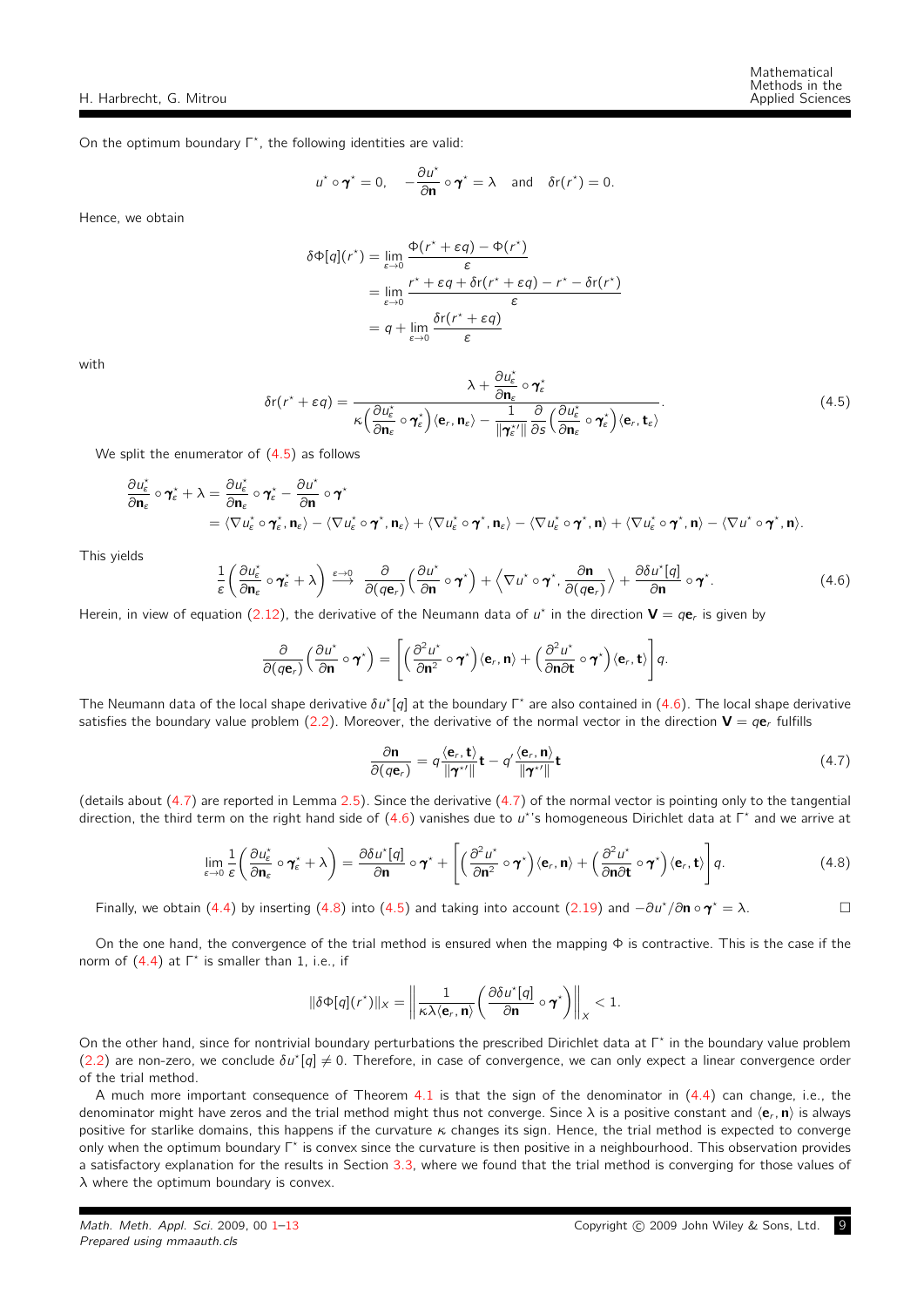On the optimum boundary $\Gamma^\star$, the following identities are valid:

$$u^\star \circ \boldsymbol{\gamma}^\star = 0, \quad -\frac{\partial u^\star}{\partial \mathbf{n}} \circ \boldsymbol{\gamma}^\star = \lambda \quad \text{and} \quad \delta r(r^\star) = 0.$$

Hence, we obtain

$$\begin{aligned}
\delta\Phi[q](r^\star) &= \lim_{\varepsilon\to 0} \frac{\Phi(r^\star + \varepsilon q) - \Phi(r^\star)}{\varepsilon} \\
&= \lim_{\varepsilon\to 0} \frac{r^\star + \varepsilon q + \delta r(r^\star + \varepsilon q) - r^\star - \delta r(r^\star)}{\varepsilon} \\
&= q + \lim_{\varepsilon\to 0} \frac{\delta r(r^\star + \varepsilon q)}{\varepsilon}
\end{aligned}$$

with

$$\delta r(r^\star + \varepsilon q) = \frac{\lambda + \dfrac{\partial u_\varepsilon^\star}{\partial \mathbf{n}_\varepsilon} \circ \boldsymbol{\gamma}_\varepsilon^\star}{\kappa\Big(\dfrac{\partial u_\varepsilon^\star}{\partial \mathbf{n}_\varepsilon} \circ \boldsymbol{\gamma}_\varepsilon^\star\Big)\langle \mathbf{e}_r, \mathbf{n}_\varepsilon\rangle - \dfrac{1}{\|\boldsymbol{\gamma}_\varepsilon^{\star\prime}\|}\dfrac{\partial}{\partial s}\Big(\dfrac{\partial u_\varepsilon^\star}{\partial \mathbf{n}_\varepsilon} \circ \boldsymbol{\gamma}_\varepsilon^\star\Big)\langle \mathbf{e}_r, \mathbf{t}_\varepsilon\rangle}. \tag{4.5}$$

We split the enumerator of (4.5) as follows

$$\begin{aligned}
\frac{\partial u_\varepsilon^\star}{\partial \mathbf{n}_\varepsilon} \circ \boldsymbol{\gamma}_\varepsilon^\star + \lambda &= \frac{\partial u_\varepsilon^\star}{\partial \mathbf{n}_\varepsilon} \circ \boldsymbol{\gamma}_\varepsilon^\star - \frac{\partial u^\star}{\partial \mathbf{n}} \circ \boldsymbol{\gamma}^\star \\
&= \langle \nabla u_\varepsilon^\star \circ \boldsymbol{\gamma}_\varepsilon^\star, \mathbf{n}_\varepsilon\rangle - \langle \nabla u_\varepsilon^\star \circ \boldsymbol{\gamma}^\star, \mathbf{n}_\varepsilon\rangle + \langle \nabla u_\varepsilon^\star \circ \boldsymbol{\gamma}^\star, \mathbf{n}_\varepsilon\rangle - \langle \nabla u_\varepsilon^\star \circ \boldsymbol{\gamma}^\star, \mathbf{n}\rangle + \langle \nabla u_\varepsilon^\star \circ \boldsymbol{\gamma}^\star, \mathbf{n}\rangle - \langle \nabla u^\star \circ \boldsymbol{\gamma}^\star, \mathbf{n}\rangle.
\end{aligned}$$

This yields

$$\frac{1}{\varepsilon}\Big(\frac{\partial u_\varepsilon^\star}{\partial \mathbf{n}_\varepsilon} \circ \boldsymbol{\gamma}_\varepsilon^\star + \lambda\Big) \overset{\varepsilon\to 0}{\longrightarrow} \frac{\partial}{\partial(q\mathbf{e}_r)}\Big(\frac{\partial u^\star}{\partial \mathbf{n}} \circ \boldsymbol{\gamma}^\star\Big) + \Big\langle \nabla u^\star \circ \boldsymbol{\gamma}^\star, \frac{\partial \mathbf{n}}{\partial(q\mathbf{e}_r)}\Big\rangle + \frac{\partial \delta u^\star[q]}{\partial \mathbf{n}} \circ \boldsymbol{\gamma}^\star. \tag{4.6}$$

Herein, in view of equation (2.12), the derivative of the Neumann data of $u^\star$ in the direction $\mathbf{V} = q\mathbf{e}_r$ is given by

$$\frac{\partial}{\partial(q\mathbf{e}_r)}\Big(\frac{\partial u^\star}{\partial \mathbf{n}} \circ \boldsymbol{\gamma}^\star\Big) = \bigg[\Big(\frac{\partial^2 u^\star}{\partial \mathbf{n}^2} \circ \boldsymbol{\gamma}^\star\Big)\langle \mathbf{e}_r, \mathbf{n}\rangle + \Big(\frac{\partial^2 u^\star}{\partial \mathbf{n}\partial \mathbf{t}} \circ \boldsymbol{\gamma}^\star\Big)\langle \mathbf{e}_r, \mathbf{t}\rangle\bigg] q.$$

The Neumann data of the local shape derivative $\delta u^\star[q]$ at the boundary $\Gamma^\star$ are also contained in (4.6). The local shape derivative satisfies the boundary value problem (2.2). Moreover, the derivative of the normal vector in the direction $\mathbf{V} = q\mathbf{e}_r$ fulfills

$$\frac{\partial \mathbf{n}}{\partial(q\mathbf{e}_r)} = q\frac{\langle \mathbf{e}_r, \mathbf{t}\rangle}{\|\boldsymbol{\gamma}^{\star\prime}\|}\mathbf{t} - q'\frac{\langle \mathbf{e}_r, \mathbf{n}\rangle}{\|\boldsymbol{\gamma}^{\star\prime}\|}\mathbf{t} \tag{4.7}$$

(details about (4.7) are reported in Lemma 2.5). Since the derivative (4.7) of the normal vector is pointing only to the tangential direction, the third term on the right hand side of (4.6) vanishes due to $u^\star$'s homogeneous Dirichlet data at $\Gamma^\star$ and we arrive at

$$\lim_{\varepsilon\to 0}\frac{1}{\varepsilon}\Big(\frac{\partial u_\varepsilon^\star}{\partial \mathbf{n}_\varepsilon} \circ \boldsymbol{\gamma}_\varepsilon^\star + \lambda\Big) = \frac{\partial \delta u^\star[q]}{\partial \mathbf{n}} \circ \boldsymbol{\gamma}^\star + \bigg[\Big(\frac{\partial^2 u^\star}{\partial \mathbf{n}^2} \circ \boldsymbol{\gamma}^\star\Big)\langle \mathbf{e}_r, \mathbf{n}\rangle + \Big(\frac{\partial^2 u^\star}{\partial \mathbf{n}\partial \mathbf{t}} \circ \boldsymbol{\gamma}^\star\Big)\langle \mathbf{e}_r, \mathbf{t}\rangle\bigg] q. \tag{4.8}$$

Finally, we obtain (4.4) by inserting (4.8) into (4.5) and taking into account (2.19) and $-\partial u^\star/\partial \mathbf{n} \circ \boldsymbol{\gamma}^\star = \lambda$. □

On the one hand, the convergence of the trial method is ensured when the mapping $\Phi$ is contractive. This is the case if the norm of (4.4) at $\Gamma^\star$ is smaller than 1, i.e., if

$$\|\delta\Phi[q](r^\star)\|_X = \bigg\|\frac{1}{\kappa\lambda\langle \mathbf{e}_r, \mathbf{n}\rangle}\Big(\frac{\partial \delta u^\star[q]}{\partial \mathbf{n}} \circ \boldsymbol{\gamma}^\star\Big)\bigg\|_X < 1.$$

On the other hand, since for nontrivial boundary perturbations the prescribed Dirichlet data at $\Gamma^\star$ in the boundary value problem (2.2) are non-zero, we conclude $\delta u^\star[q] \neq 0$. Therefore, in case of convergence, we can only expect a linear convergence order of the trial method.

A much more important consequence of Theorem 4.1 is that the sign of the denominator in (4.4) can change, i.e., the denominator might have zeros and the trial method might thus not converge. Since $\lambda$ is a positive constant and $\langle \mathbf{e}_r, \mathbf{n}\rangle$ is always positive for starlike domains, this happens if the curvature $\kappa$ changes its sign. Hence, the trial method is expected to converge only when the optimum boundary $\Gamma^\star$ is convex since the curvature is then positive in a neighbourhood. This observation provides a satisfactory explanation for the results in Section 3.3, where we found that the trial method is converging for those values of $\lambda$ where the optimum boundary is convex.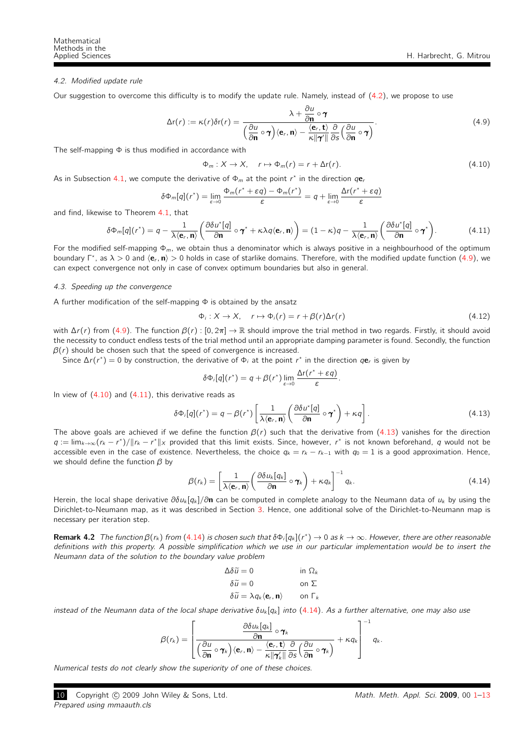### 4.2. Modified update rule

Our suggestion to overcome this difficulty is to modify the update rule. Namely, instead of (4.2), we propose to use

$$\Delta r(r) := \kappa(r)\delta r(r) = \frac{\lambda + \dfrac{\partial u}{\partial \mathbf{n}} \circ \boldsymbol{\gamma}}{\left(\dfrac{\partial u}{\partial \mathbf{n}} \circ \boldsymbol{\gamma}\right)\langle \mathbf{e}_r, \mathbf{n}\rangle - \dfrac{\langle \mathbf{e}_r, \mathbf{t}\rangle}{\kappa \|\boldsymbol{\gamma}'\|} \dfrac{\partial}{\partial s}\left(\dfrac{\partial u}{\partial \mathbf{n}} \circ \boldsymbol{\gamma}\right)}. \tag{4.9}$$

The self-mapping $\Phi$ is thus modified in accordance with

$$\Phi_m : X \to X, \quad r \mapsto \Phi_m(r) = r + \Delta r(r). \tag{4.10}$$

As in Subsection 4.1, we compute the derivative of $\Phi_m$ at the point $r^\star$ in the direction $q\mathbf{e}_r$

$$\delta\Phi_m[q](r^\star) = \lim_{\varepsilon \to 0} \frac{\Phi_m(r^\star + \varepsilon q) - \Phi_m(r^\star)}{\varepsilon} = q + \lim_{\varepsilon \to 0} \frac{\Delta r(r^\star + \varepsilon q)}{\varepsilon}$$

and find, likewise to Theorem 4.1, that

$$\delta\Phi_m[q](r^\star) = q - \frac{1}{\lambda\langle \mathbf{e}_r, \mathbf{n}\rangle}\left(\frac{\partial \delta u^\star[q]}{\partial \mathbf{n}} \circ \boldsymbol{\gamma}^\star + \kappa\lambda q \langle \mathbf{e}_r, \mathbf{n}\rangle\right) = (1-\kappa)q - \frac{1}{\lambda\langle \mathbf{e}_r, \mathbf{n}\rangle}\left(\frac{\partial \delta u^\star[q]}{\partial \mathbf{n}} \circ \boldsymbol{\gamma}^\star\right). \tag{4.11}$$

For the modified self-mapping $\Phi_m$, we obtain thus a denominator which is always positive in a neighbourhood of the optimum boundary $\Gamma^\star$, as $\lambda > 0$ and $\langle \mathbf{e}_r, \mathbf{n}\rangle > 0$ holds in case of starlike domains. Therefore, with the modified update function (4.9), we can expect convergence not only in case of convex optimum boundaries but also in general.

### 4.3. Speeding up the convergence

A further modification of the self-mapping $\Phi$ is obtained by the ansatz

$$\Phi_i : X \to X, \quad r \mapsto \Phi_i(r) = r + \beta(r)\Delta r(r) \tag{4.12}$$

with $\Delta r(r)$ from (4.9). The function $\beta(r) : [0, 2\pi] \to \mathbb{R}$ should improve the trial method in two regards. Firstly, it should avoid the necessity to conduct endless tests of the trial method until an appropriate damping parameter is found. Secondly, the function $\beta(r)$ should be chosen such that the speed of convergence is increased.

Since $\Delta r(r^\star) = 0$ by construction, the derivative of $\Phi_i$ at the point $r^\star$ in the direction $q\mathbf{e}_r$ is given by

$$\delta\Phi_i[q](r^\star) = q + \beta(r^\star) \lim_{\varepsilon \to 0} \frac{\Delta r(r^\star + \varepsilon q)}{\varepsilon}.$$

In view of (4.10) and (4.11), this derivative reads as

$$\delta\Phi_i[q](r^\star) = q - \beta(r^\star)\left[\frac{1}{\lambda\langle \mathbf{e}_r, \mathbf{n}\rangle}\left(\frac{\partial \delta u^\star[q]}{\partial \mathbf{n}} \circ \boldsymbol{\gamma}^\star\right) + \kappa q\right]. \tag{4.13}$$

The above goals are achieved if we define the function $\beta(r)$ such that the derivative from (4.13) vanishes for the direction $q := \lim_{k\to\infty}(r_k - r^\star)/\|r_k - r^\star\|_X$ provided that this limit exists. Since, however, $r^\star$ is not known beforehand, $q$ would not be accessible even in the case of existence. Nevertheless, the choice $q_k = r_k - r_{k-1}$ with $q_0 = 1$ is a good approximation. Hence, we should define the function $\beta$ by

$$\beta(r_k) = \left[\frac{1}{\lambda\langle \mathbf{e}_r, \mathbf{n}\rangle}\left(\frac{\partial \delta u_k[q_k]}{\partial \mathbf{n}} \circ \boldsymbol{\gamma}_k\right) + \kappa q_k\right]^{-1} q_k. \tag{4.14}$$

Herein, the local shape derivative $\partial \delta u_k[q_k]/\partial \mathbf{n}$ can be computed in complete analogy to the Neumann data of $u_k$ by using the Dirichlet-to-Neumann map, as it was described in Section 3. Hence, one additional solve of the Dirichlet-to-Neumann map is necessary per iteration step.

**Remark 4.2** *The function $\beta(r_k)$ from (4.14) is chosen such that $\delta\Phi_i[q_k](r^\star) \to 0$ as $k \to \infty$. However, there are other reasonable definitions with this property. A possible simplification which we use in our particular implementation would be to insert the Neumann data of the solution to the boundary value problem*

$$\begin{aligned}
\Delta \delta\widetilde{u} &= 0 && \text{in } \Omega_k \\
\delta\widetilde{u} &= 0 && \text{on } \Sigma \\
\delta\widetilde{u} &= \lambda q_k \langle \mathbf{e}_r, \mathbf{n}\rangle && \text{on } \Gamma_k
\end{aligned}$$

*instead of the Neumann data of the local shape derivative $\delta u_k[q_k]$ into (4.14). As a further alternative, one may also use*

$$\beta(r_k) = \left[\frac{\dfrac{\partial \delta u_k[q_k]}{\partial \mathbf{n}} \circ \boldsymbol{\gamma}_k}{\left(\dfrac{\partial u}{\partial \mathbf{n}} \circ \boldsymbol{\gamma}_k\right)\langle \mathbf{e}_r, \mathbf{n}\rangle - \dfrac{\langle \mathbf{e}_r, \mathbf{t}\rangle}{\kappa\|\boldsymbol{\gamma}_k'\|}\dfrac{\partial}{\partial s}\left(\dfrac{\partial u}{\partial \mathbf{n}} \circ \boldsymbol{\gamma}_k\right)} + \kappa q_k\right]^{-1} q_k.$$

*Numerical tests do not clearly show the superiority of one of these choices.*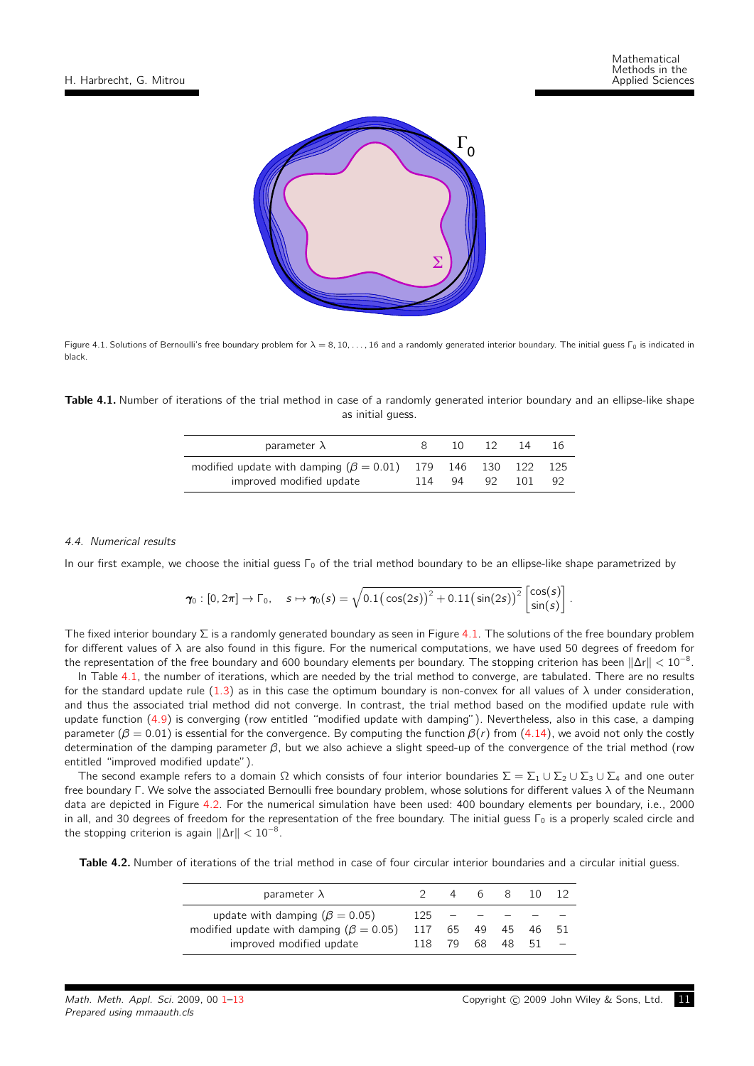Figure 4.1. Solutions of Bernoulli's free boundary problem for $\lambda = 8, 10, \ldots, 16$ and a randomly generated interior boundary. The initial guess $\Gamma_0$ is indicated in black.

**Table 4.1.** Number of iterations of the trial method in case of a randomly generated interior boundary and an ellipse-like shape as initial guess.

| parameter $\lambda$ | 8 | 10 | 12 | 14 | 16 |
|---|---|---|---|---|---|
| modified update with damping ($\beta = 0.01$) | 179 | 146 | 130 | 122 | 125 |
| improved modified update | 114 | 94 | 92 | 101 | 92 |

### 4.4. Numerical results

In our first example, we choose the initial guess $\Gamma_0$ of the trial method boundary to be an ellipse-like shape parametrized by

$$\boldsymbol{\gamma}_0 : [0, 2\pi] \to \Gamma_0, \quad s \mapsto \boldsymbol{\gamma}_0(s) = \sqrt{0.1\big(\cos(2s)\big)^2 + 0.11\big(\sin(2s)\big)^2} \begin{bmatrix} \cos(s) \\ \sin(s) \end{bmatrix}.$$

The fixed interior boundary $\Sigma$ is a randomly generated boundary as seen in Figure 4.1. The solutions of the free boundary problem for different values of $\lambda$ are also found in this figure. For the numerical computations, we have used 50 degrees of freedom for the representation of the free boundary and 600 boundary elements per boundary. The stopping criterion has been $\|\Delta r\| < 10^{-8}$.

In Table 4.1, the number of iterations, which are needed by the trial method to converge, are tabulated. There are no results for the standard update rule (1.3) as in this case the optimum boundary is non-convex for all values of $\lambda$ under consideration, and thus the associated trial method did not converge. In contrast, the trial method based on the modified update rule with update function (4.9) is converging (row entitled "modified update with damping"). Nevertheless, also in this case, a damping parameter ($\beta = 0.01$) is essential for the convergence. By computing the function $\beta(r)$ from (4.14), we avoid not only the costly determination of the damping parameter $\beta$, but we also achieve a slight speed-up of the convergence of the trial method (row entitled "improved modified update").

The second example refers to a domain $\Omega$ which consists of four interior boundaries $\Sigma = \Sigma_1 \cup \Sigma_2 \cup \Sigma_3 \cup \Sigma_4$ and one outer free boundary $\Gamma$. We solve the associated Bernoulli free boundary problem, whose solutions for different values $\lambda$ of the Neumann data are depicted in Figure 4.2. For the numerical simulation have been used: 400 boundary elements per boundary, i.e., 2000 in all, and 30 degrees of freedom for the representation of the free boundary. The initial guess $\Gamma_0$ is a properly scaled circle and the stopping criterion is again $\|\Delta r\| < 10^{-8}$.

**Table 4.2.** Number of iterations of the trial method in case of four circular interior boundaries and a circular initial guess.

| parameter $\lambda$ | 2 | 4 | 6 | 8 | 10 | 12 |
|---|---|---|---|---|---|---|
| update with damping ($\beta = 0.05$) | 125 | – | – | – | – | – |
| modified update with damping ($\beta = 0.05$) | 117 | 65 | 49 | 45 | 46 | 51 |
| improved modified update | 118 | 79 | 68 | 48 | 51 | – |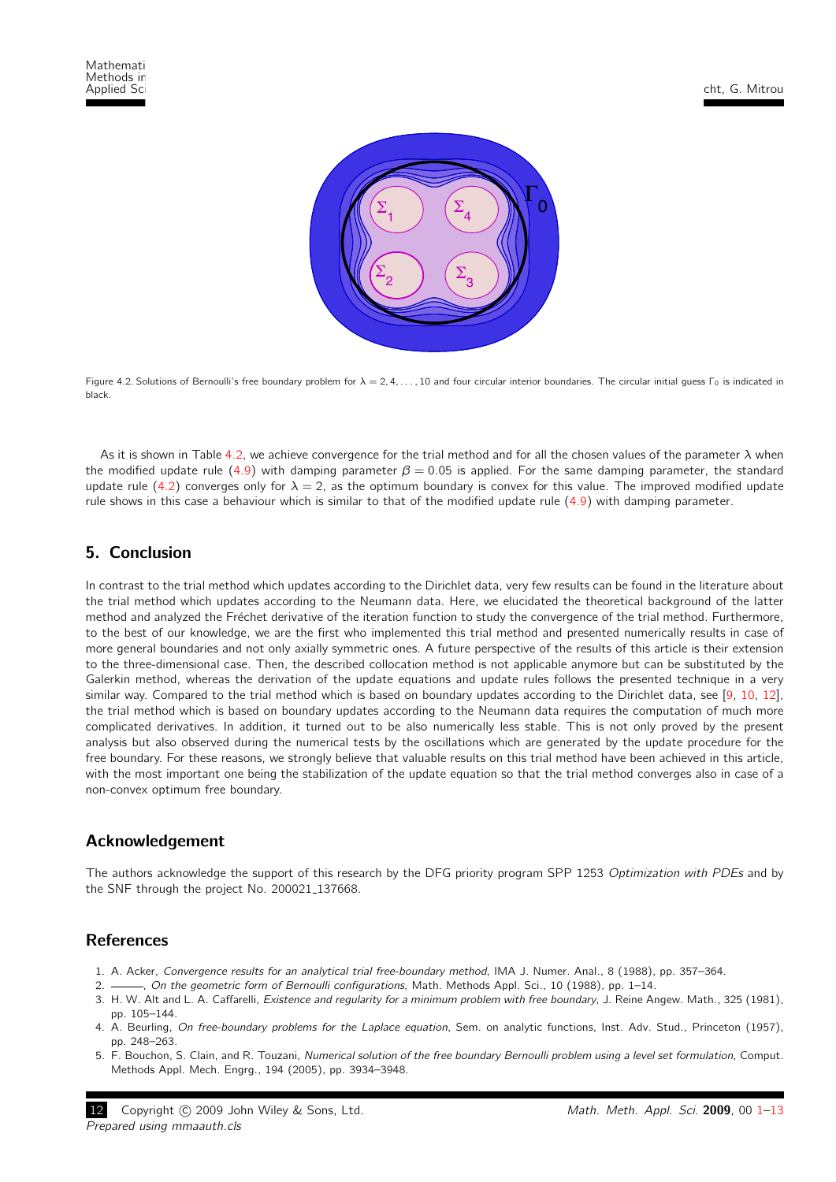$\Sigma_1$ $\Sigma_4$ $\Sigma_2$ $\Sigma_3$ $\Gamma_0$

Figure 4.2. Solutions of Bernoulli's free boundary problem for $\lambda = 2, 4, \ldots, 10$ and four circular interior boundaries. The circular initial guess $\Gamma_0$ is indicated in black.

As it is shown in Table 4.2, we achieve convergence for the trial method and for all the chosen values of the parameter $\lambda$ when the modified update rule (4.9) with damping parameter $\beta = 0.05$ is applied. For the same damping parameter, the standard update rule (4.2) converges only for $\lambda = 2$, as the optimum boundary is convex for this value. The improved modified update rule shows in this case a behaviour which is similar to that of the modified update rule (4.9) with damping parameter.

## 5. Conclusion

In contrast to the trial method which updates according to the Dirichlet data, very few results can be found in the literature about the trial method which updates according to the Neumann data. Here, we elucidated the theoretical background of the latter method and analyzed the Fréchet derivative of the iteration function to study the convergence of the trial method. Furthermore, to the best of our knowledge, we are the first who implemented this trial method and presented numerically results in case of more general boundaries and not only axially symmetric ones. A future perspective of the results of this article is their extension to the three-dimensional case. Then, the described collocation method is not applicable anymore but can be substituted by the Galerkin method, whereas the derivation of the update equations and update rules follows the presented technique in a very similar way. Compared to the trial method which is based on boundary updates according to the Dirichlet data, see [9, 10, 12], the trial method which is based on boundary updates according to the Neumann data requires the computation of much more complicated derivatives. In addition, it turned out to be also numerically less stable. This is not only proved by the present analysis but also observed during the numerical tests by the oscillations which are generated by the update procedure for the free boundary. For these reasons, we strongly believe that valuable results on this trial method have been achieved in this article, with the most important one being the stabilization of the update equation so that the trial method converges also in case of a non-convex optimum free boundary.

## Acknowledgement

The authors acknowledge the support of this research by the DFG priority program SPP 1253 *Optimization with PDEs* and by the SNF through the project No. 200021_137668.

## References

1. A. Acker, *Convergence results for an analytical trial free-boundary method*, IMA J. Numer. Anal., 8 (1988), pp. 357–364.
2. ———, *On the geometric form of Bernoulli configurations*, Math. Methods Appl. Sci., 10 (1988), pp. 1–14.
3. H. W. Alt and L. A. Caffarelli, *Existence and regularity for a minimum problem with free boundary*, J. Reine Angew. Math., 325 (1981), pp. 105–144.
4. A. Beurling, *On free-boundary problems for the Laplace equation*, Sem. on analytic functions, Inst. Adv. Stud., Princeton (1957), pp. 248–263.
5. F. Bouchon, S. Clain, and R. Touzani, *Numerical solution of the free boundary Bernoulli problem using a level set formulation*, Comput. Methods Appl. Mech. Engrg., 194 (2005), pp. 3934–3948.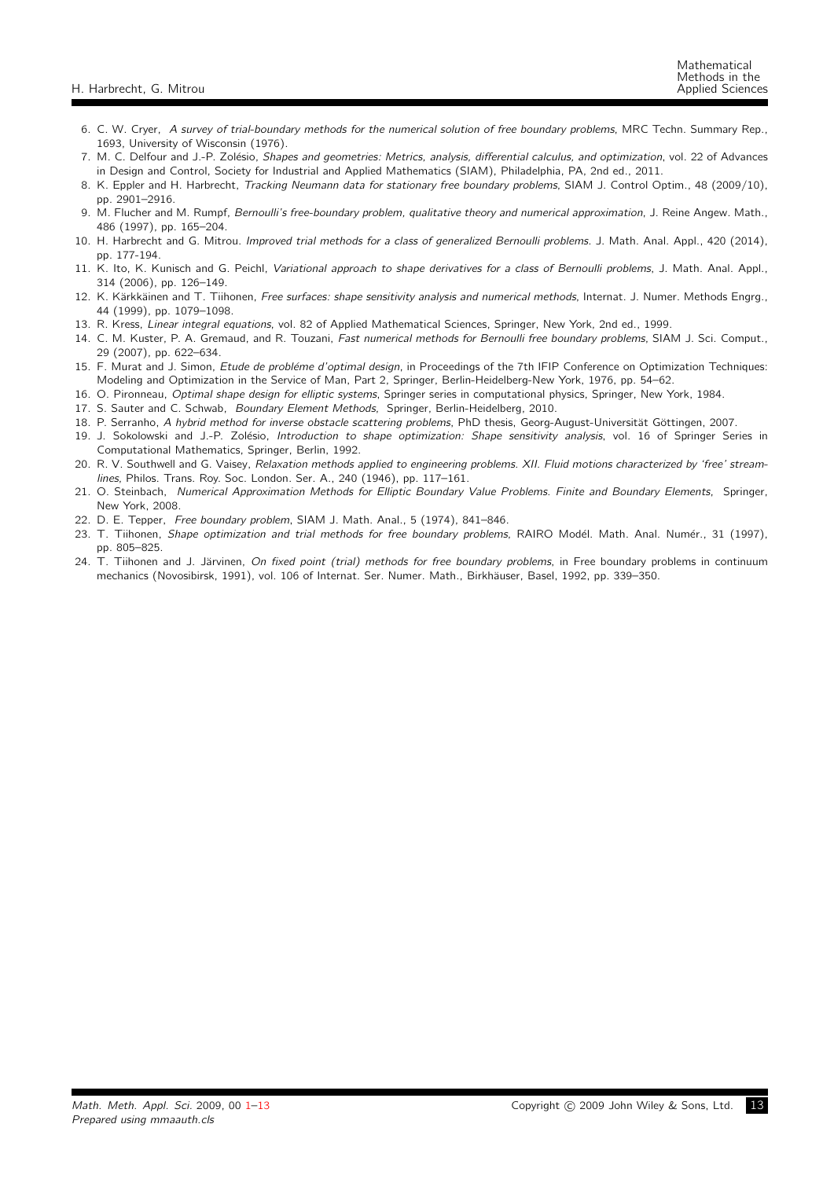6. C. W. Cryer, *A survey of trial-boundary methods for the numerical solution of free boundary problems*, MRC Techn. Summary Rep., 1693, University of Wisconsin (1976).
7. M. C. Delfour and J.-P. Zolésio, *Shapes and geometries: Metrics, analysis, differential calculus, and optimization*, vol. 22 of Advances in Design and Control, Society for Industrial and Applied Mathematics (SIAM), Philadelphia, PA, 2nd ed., 2011.
8. K. Eppler and H. Harbrecht, *Tracking Neumann data for stationary free boundary problems*, SIAM J. Control Optim., 48 (2009/10), pp. 2901–2916.
9. M. Flucher and M. Rumpf, *Bernoulli's free-boundary problem, qualitative theory and numerical approximation*, J. Reine Angew. Math., 486 (1997), pp. 165–204.
10. H. Harbrecht and G. Mitrou. *Improved trial methods for a class of generalized Bernoulli problems*. J. Math. Anal. Appl., 420 (2014), pp. 177-194.
11. K. Ito, K. Kunisch and G. Peichl, *Variational approach to shape derivatives for a class of Bernoulli problems*, J. Math. Anal. Appl., 314 (2006), pp. 126–149.
12. K. Kärkkäinen and T. Tiihonen, *Free surfaces: shape sensitivity analysis and numerical methods*, Internat. J. Numer. Methods Engrg., 44 (1999), pp. 1079–1098.
13. R. Kress, *Linear integral equations*, vol. 82 of Applied Mathematical Sciences, Springer, New York, 2nd ed., 1999.
14. C. M. Kuster, P. A. Gremaud, and R. Touzani, *Fast numerical methods for Bernoulli free boundary problems*, SIAM J. Sci. Comput., 29 (2007), pp. 622–634.
15. F. Murat and J. Simon, *Etude de probléme d'optimal design*, in Proceedings of the 7th IFIP Conference on Optimization Techniques: Modeling and Optimization in the Service of Man, Part 2, Springer, Berlin-Heidelberg-New York, 1976, pp. 54–62.
16. O. Pironneau, *Optimal shape design for elliptic systems*, Springer series in computational physics, Springer, New York, 1984.
17. S. Sauter and C. Schwab, *Boundary Element Methods*, Springer, Berlin-Heidelberg, 2010.
18. P. Serranho, *A hybrid method for inverse obstacle scattering problems*, PhD thesis, Georg-August-Universität Göttingen, 2007.
19. J. Sokolowski and J.-P. Zolésio, *Introduction to shape optimization: Shape sensitivity analysis*, vol. 16 of Springer Series in Computational Mathematics, Springer, Berlin, 1992.
20. R. V. Southwell and G. Vaisey, *Relaxation methods applied to engineering problems. XII. Fluid motions characterized by 'free' streamlines*, Philos. Trans. Roy. Soc. London. Ser. A., 240 (1946), pp. 117–161.
21. O. Steinbach, *Numerical Approximation Methods for Elliptic Boundary Value Problems. Finite and Boundary Elements*, Springer, New York, 2008.
22. D. E. Tepper, *Free boundary problem*, SIAM J. Math. Anal., 5 (1974), 841–846.
23. T. Tiihonen, *Shape optimization and trial methods for free boundary problems*, RAIRO Modél. Math. Anal. Numér., 31 (1997), pp. 805–825.
24. T. Tiihonen and J. Järvinen, *On fixed point (trial) methods for free boundary problems*, in Free boundary problems in continuum mechanics (Novosibirsk, 1991), vol. 106 of Internat. Ser. Numer. Math., Birkhäuser, Basel, 1992, pp. 339–350.